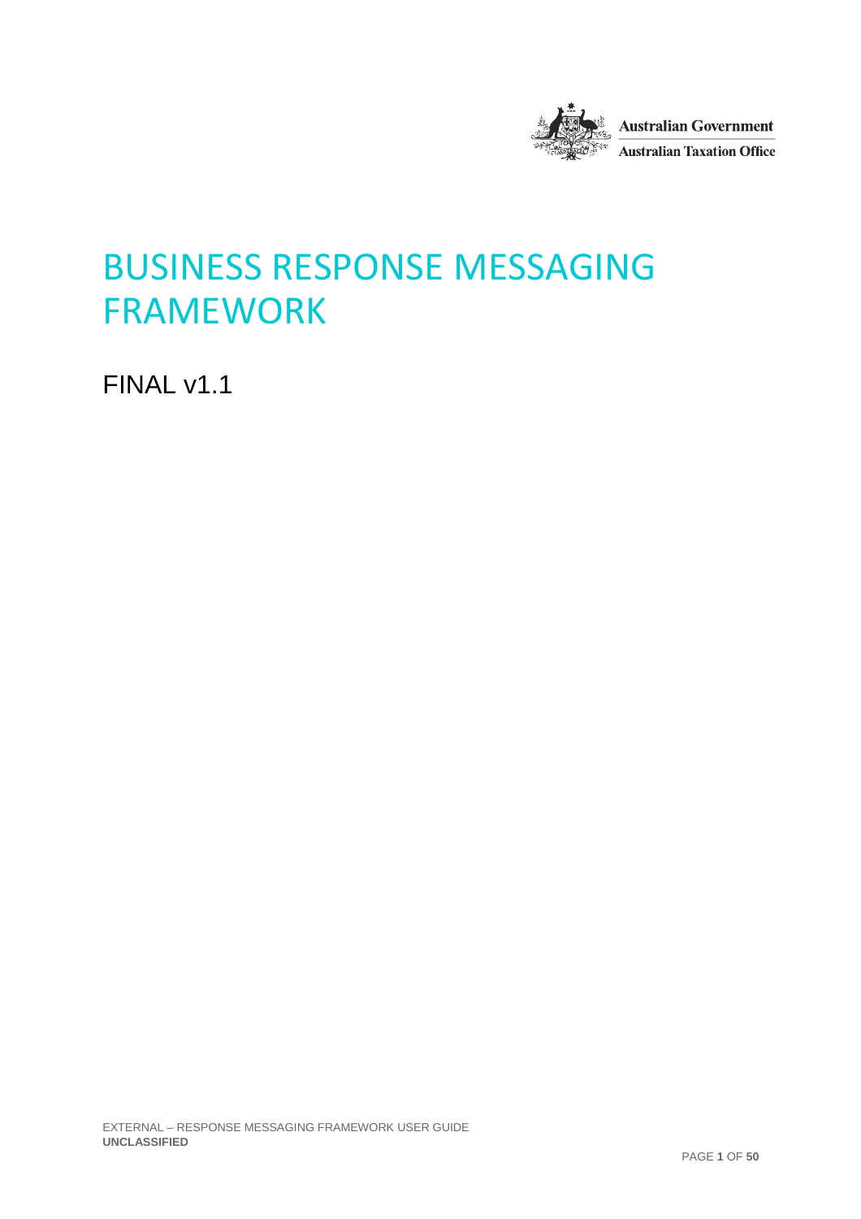Australian Government

Australian Taxation Office

# BUSINESS RESPONSE MESSAGING FRAMEWORK

FINAL v1.1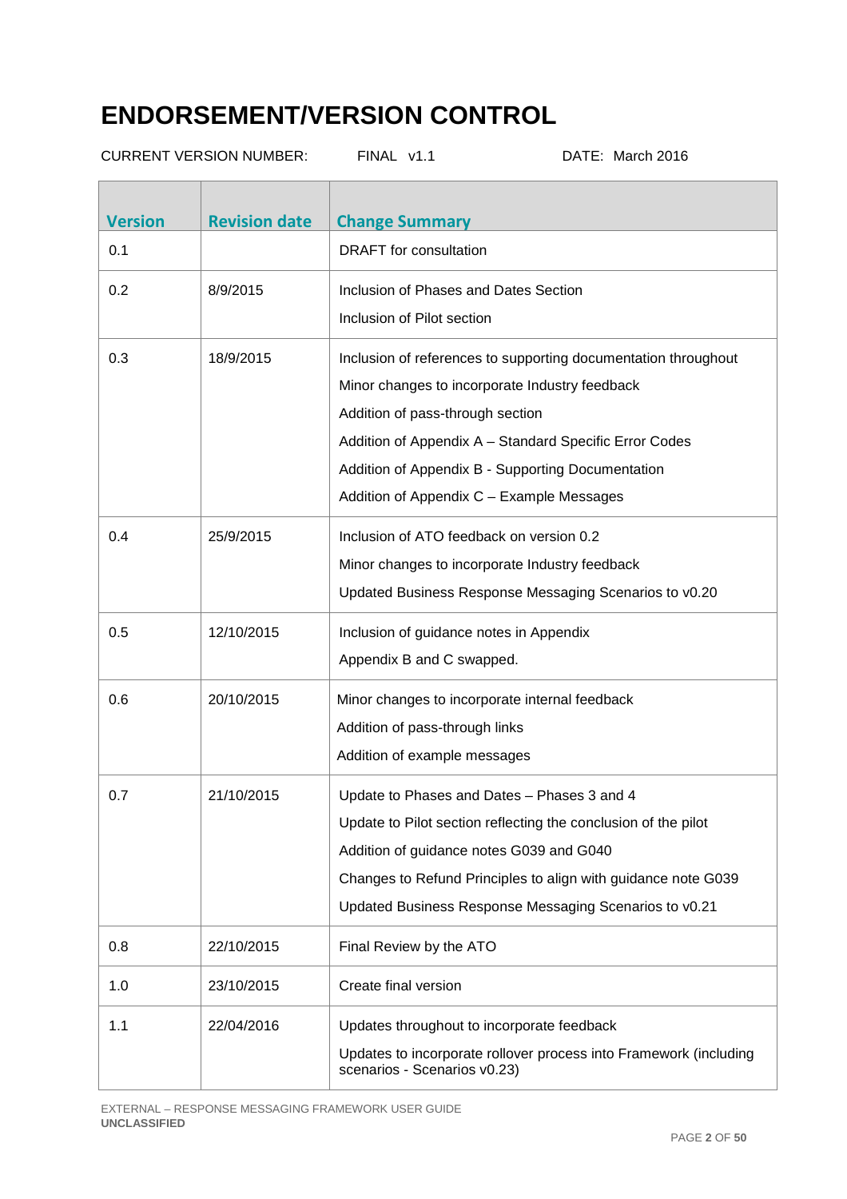# ENDORSEMENT/VERSION CONTROL

CURRENT VERSION NUMBER: FINAL v1.1 DATE: March 2016

| Version | Revision date | Change Summary |
|---|---|---|
| 0.1 | | DRAFT for consultation |
| 0.2 | 8/9/2015 | Inclusion of Phases and Dates Section<br>Inclusion of Pilot section |
| 0.3 | 18/9/2015 | Inclusion of references to supporting documentation throughout<br>Minor changes to incorporate Industry feedback<br>Addition of pass-through section<br>Addition of Appendix A – Standard Specific Error Codes<br>Addition of Appendix B - Supporting Documentation<br>Addition of Appendix C – Example Messages |
| 0.4 | 25/9/2015 | Inclusion of ATO feedback on version 0.2<br>Minor changes to incorporate Industry feedback<br>Updated Business Response Messaging Scenarios to v0.20 |
| 0.5 | 12/10/2015 | Inclusion of guidance notes in Appendix<br>Appendix B and C swapped. |
| 0.6 | 20/10/2015 | Minor changes to incorporate internal feedback<br>Addition of pass-through links<br>Addition of example messages |
| 0.7 | 21/10/2015 | Update to Phases and Dates – Phases 3 and 4<br>Update to Pilot section reflecting the conclusion of the pilot<br>Addition of guidance notes G039 and G040<br>Changes to Refund Principles to align with guidance note G039<br>Updated Business Response Messaging Scenarios to v0.21 |
| 0.8 | 22/10/2015 | Final Review by the ATO |
| 1.0 | 23/10/2015 | Create final version |
| 1.1 | 22/04/2016 | Updates throughout to incorporate feedback<br>Updates to incorporate rollover process into Framework (including scenarios - Scenarios v0.23) |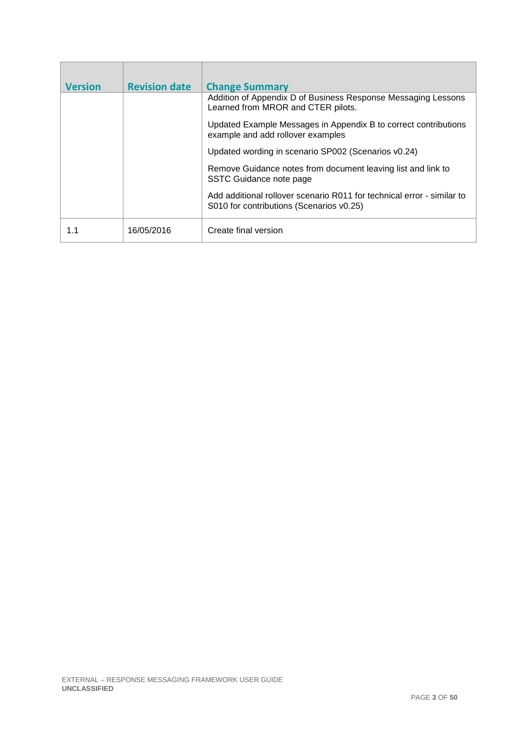| Version | Revision date | Change Summary |
| --- | --- | --- |
| | | Addition of Appendix D of Business Response Messaging Lessons Learned from MROR and CTER pilots.<br><br>Updated Example Messages in Appendix B to correct contributions example and add rollover examples<br><br>Updated wording in scenario SP002 (Scenarios v0.24)<br><br>Remove Guidance notes from document leaving list and link to SSTC Guidance note page<br><br>Add additional rollover scenario R011 for technical error - similar to S010 for contributions (Scenarios v0.25) |
| 1.1 | 16/05/2016 | Create final version |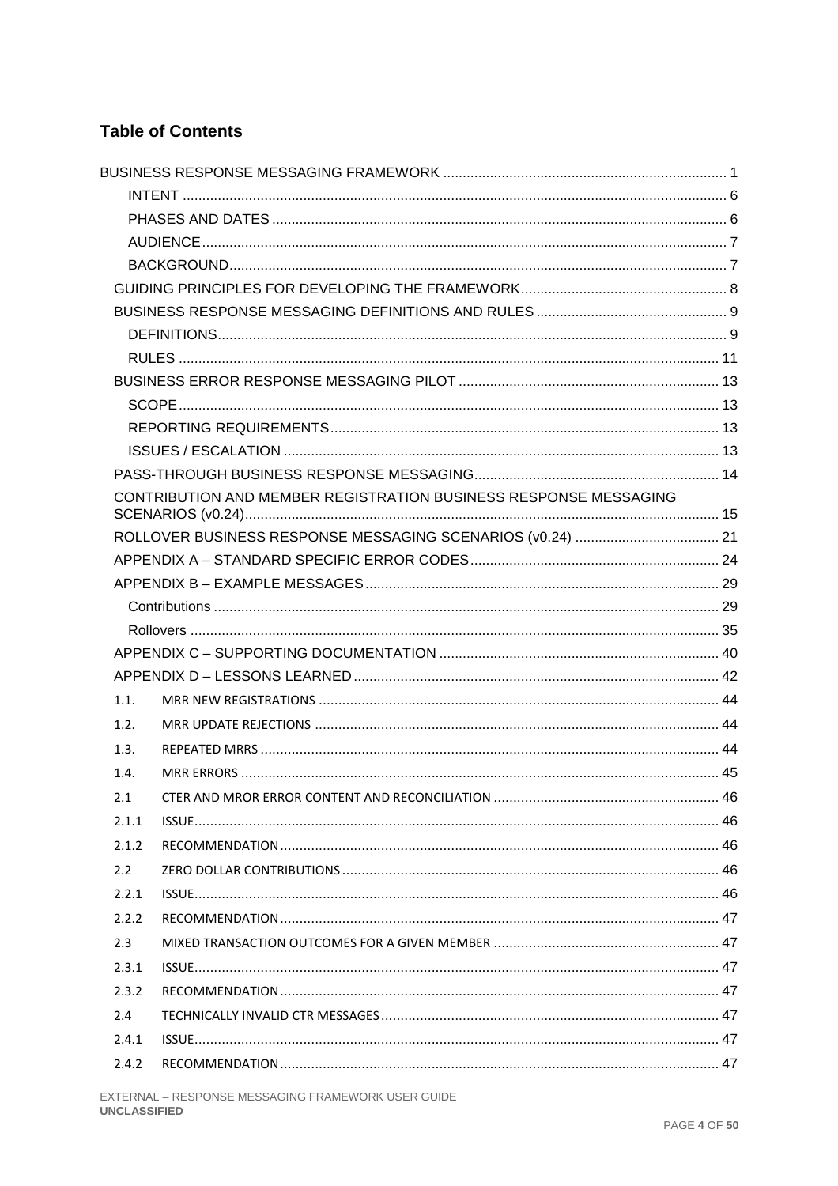## Table of Contents

BUSINESS RESPONSE MESSAGING FRAMEWORK ........ 1
- INTENT ........ 6
- PHASES AND DATES ........ 6
- AUDIENCE ........ 7
- BACKGROUND ........ 7

GUIDING PRINCIPLES FOR DEVELOPING THE FRAMEWORK ........ 8

BUSINESS RESPONSE MESSAGING DEFINITIONS AND RULES ........ 9
- DEFINITIONS ........ 9
- RULES ........ 11

BUSINESS ERROR RESPONSE MESSAGING PILOT ........ 13
- SCOPE ........ 13
- REPORTING REQUIREMENTS ........ 13
- ISSUES / ESCALATION ........ 13

PASS-THROUGH BUSINESS RESPONSE MESSAGING ........ 14

CONTRIBUTION AND MEMBER REGISTRATION BUSINESS RESPONSE MESSAGING SCENARIOS (v0.24) ........ 15

ROLLOVER BUSINESS RESPONSE MESSAGING SCENARIOS (v0.24) ........ 21

APPENDIX A – STANDARD SPECIFIC ERROR CODES ........ 24

APPENDIX B – EXAMPLE MESSAGES ........ 29
- Contributions ........ 29
- Rollovers ........ 35

APPENDIX C – SUPPORTING DOCUMENTATION ........ 40

APPENDIX D – LESSONS LEARNED ........ 42

1.1. MRR NEW REGISTRATIONS ........ 44

1.2. MRR UPDATE REJECTIONS ........ 44

1.3. REPEATED MRRS ........ 44

1.4. MRR ERRORS ........ 45

2.1 CTER AND MROR ERROR CONTENT AND RECONCILIATION ........ 46

2.1.1 ISSUE ........ 46

2.1.2 RECOMMENDATION ........ 46

2.2 ZERO DOLLAR CONTRIBUTIONS ........ 46

2.2.1 ISSUE ........ 46

2.2.2 RECOMMENDATION ........ 47

2.3 MIXED TRANSACTION OUTCOMES FOR A GIVEN MEMBER ........ 47

2.3.1 ISSUE ........ 47

2.3.2 RECOMMENDATION ........ 47

2.4 TECHNICALLY INVALID CTR MESSAGES ........ 47

2.4.1 ISSUE ........ 47

2.4.2 RECOMMENDATION ........ 47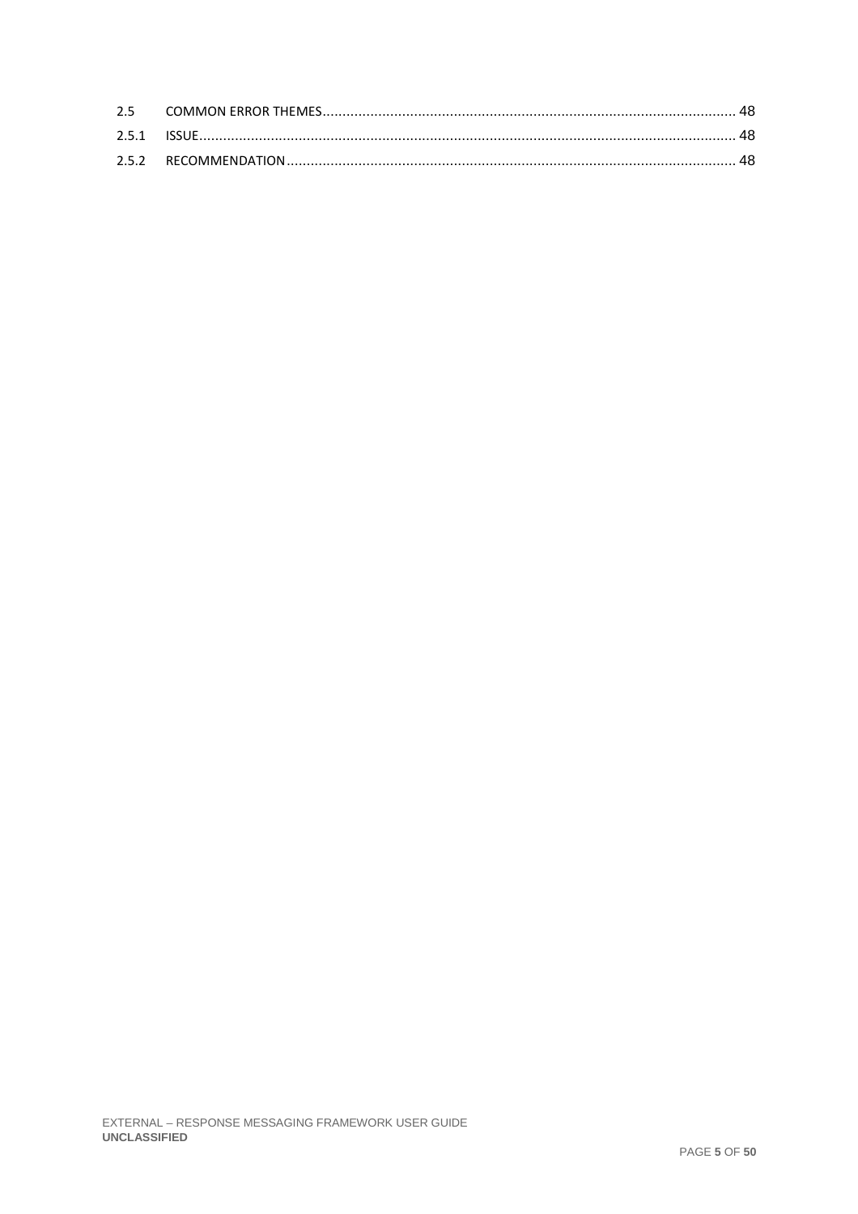2.5 COMMON ERROR THEMES ........................................................................................................ 48

2.5.1 ISSUE ........................................................................................................................................ 48

2.5.2 RECOMMENDATION ................................................................................................................. 48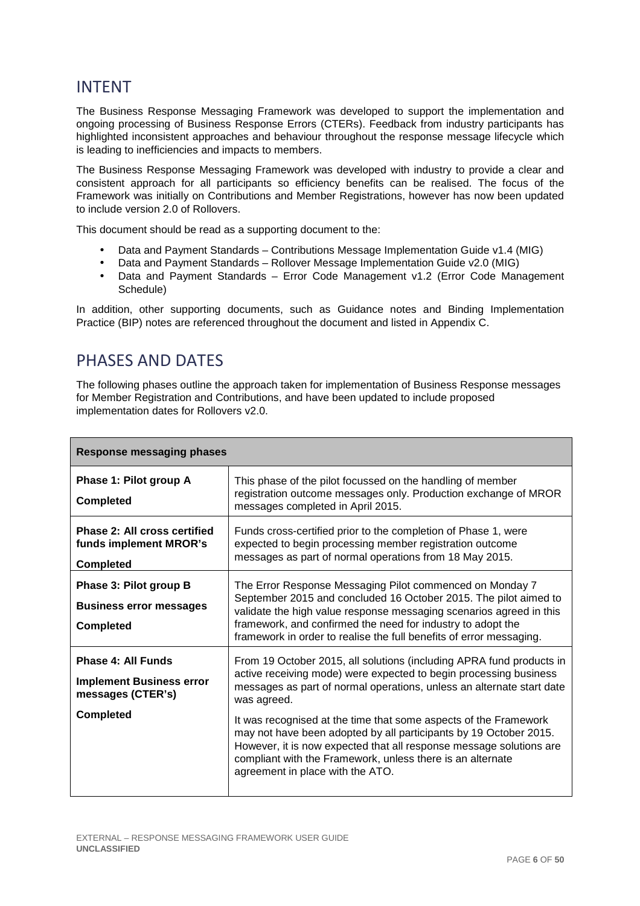# INTENT

The Business Response Messaging Framework was developed to support the implementation and ongoing processing of Business Response Errors (CTERs). Feedback from industry participants has highlighted inconsistent approaches and behaviour throughout the response message lifecycle which is leading to inefficiencies and impacts to members.

The Business Response Messaging Framework was developed with industry to provide a clear and consistent approach for all participants so efficiency benefits can be realised. The focus of the Framework was initially on Contributions and Member Registrations, however has now been updated to include version 2.0 of Rollovers.

This document should be read as a supporting document to the:

- Data and Payment Standards – Contributions Message Implementation Guide v1.4 (MIG)
- Data and Payment Standards – Rollover Message Implementation Guide v2.0 (MIG)
- Data and Payment Standards – Error Code Management v1.2 (Error Code Management Schedule)

In addition, other supporting documents, such as Guidance notes and Binding Implementation Practice (BIP) notes are referenced throughout the document and listed in Appendix C.

# PHASES AND DATES

The following phases outline the approach taken for implementation of Business Response messages for Member Registration and Contributions, and have been updated to include proposed implementation dates for Rollovers v2.0.

| **Response messaging phases** | |
|---|---|
| **Phase 1: Pilot group A**<br><br>**Completed** | This phase of the pilot focussed on the handling of member registration outcome messages only. Production exchange of MROR messages completed in April 2015. |
| **Phase 2: All cross certified funds implement MROR's**<br><br>**Completed** | Funds cross-certified prior to the completion of Phase 1, were expected to begin processing member registration outcome messages as part of normal operations from 18 May 2015. |
| **Phase 3: Pilot group B**<br><br>**Business error messages**<br><br>**Completed** | The Error Response Messaging Pilot commenced on Monday 7 September 2015 and concluded 16 October 2015. The pilot aimed to validate the high value response messaging scenarios agreed in this framework, and confirmed the need for industry to adopt the framework in order to realise the full benefits of error messaging. |
| **Phase 4: All Funds**<br><br>**Implement Business error messages (CTER's)**<br><br>**Completed** | From 19 October 2015, all solutions (including APRA fund products in active receiving mode) were expected to begin processing business messages as part of normal operations, unless an alternate start date was agreed.<br><br>It was recognised at the time that some aspects of the Framework may not have been adopted by all participants by 19 October 2015. However, it is now expected that all response message solutions are compliant with the Framework, unless there is an alternate agreement in place with the ATO. |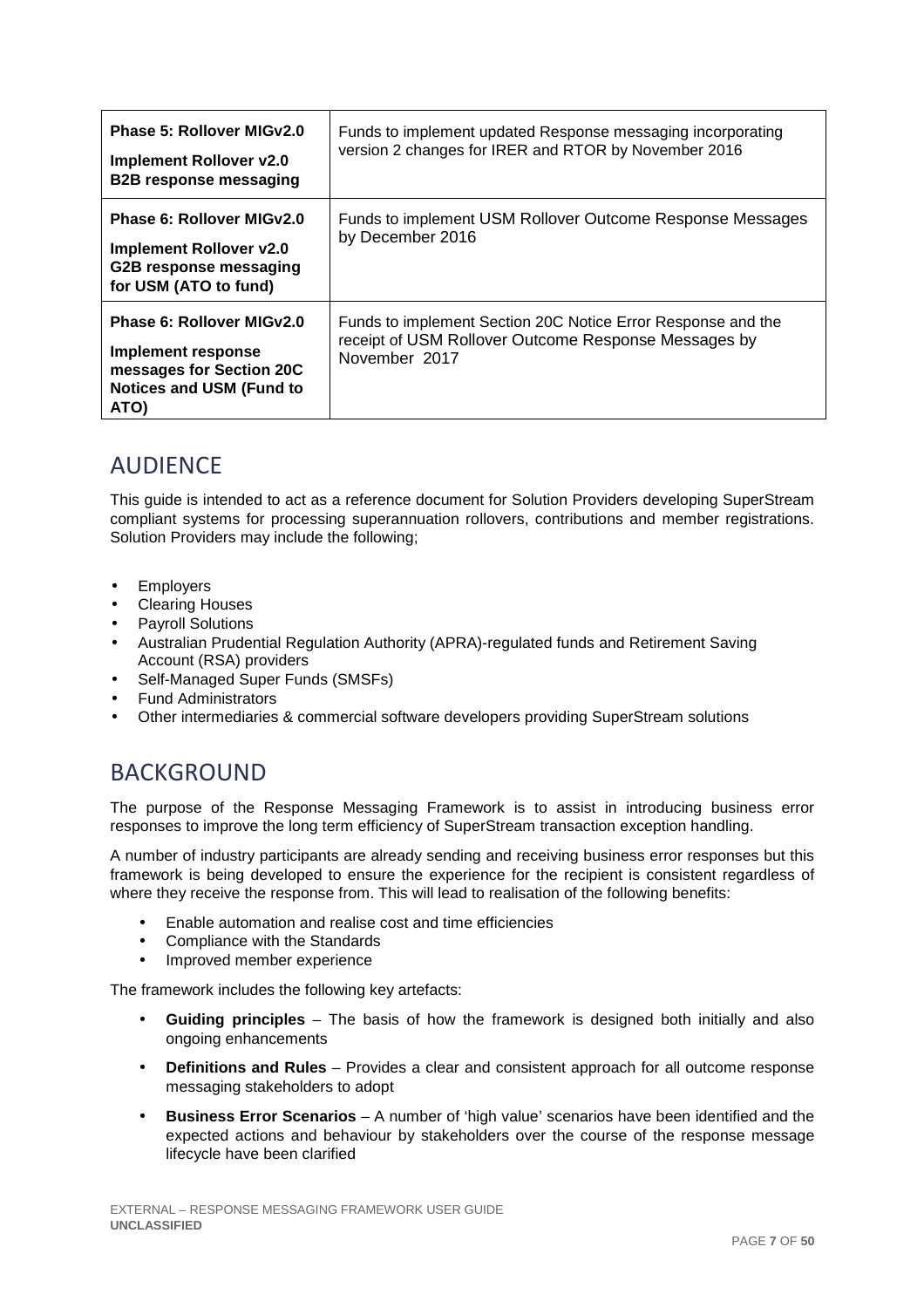| | |
|---|---|
| **Phase 5: Rollover MIGv2.0**<br>**Implement Rollover v2.0 B2B response messaging** | Funds to implement updated Response messaging incorporating version 2 changes for IRER and RTOR by November 2016 |
| **Phase 6: Rollover MIGv2.0**<br>**Implement Rollover v2.0 G2B response messaging for USM (ATO to fund)** | Funds to implement USM Rollover Outcome Response Messages by December 2016 |
| **Phase 6: Rollover MIGv2.0**<br>**Implement response messages for Section 20C Notices and USM (Fund to ATO)** | Funds to implement Section 20C Notice Error Response and the receipt of USM Rollover Outcome Response Messages by November 2017 |

## AUDIENCE

This guide is intended to act as a reference document for Solution Providers developing SuperStream compliant systems for processing superannuation rollovers, contributions and member registrations. Solution Providers may include the following;

- Employers
- Clearing Houses
- Payroll Solutions
- Australian Prudential Regulation Authority (APRA)-regulated funds and Retirement Saving Account (RSA) providers
- Self-Managed Super Funds (SMSFs)
- Fund Administrators
- Other intermediaries & commercial software developers providing SuperStream solutions

## BACKGROUND

The purpose of the Response Messaging Framework is to assist in introducing business error responses to improve the long term efficiency of SuperStream transaction exception handling.

A number of industry participants are already sending and receiving business error responses but this framework is being developed to ensure the experience for the recipient is consistent regardless of where they receive the response from. This will lead to realisation of the following benefits:

- Enable automation and realise cost and time efficiencies
- Compliance with the Standards
- Improved member experience

The framework includes the following key artefacts:

- **Guiding principles** – The basis of how the framework is designed both initially and also ongoing enhancements
- **Definitions and Rules** – Provides a clear and consistent approach for all outcome response messaging stakeholders to adopt
- **Business Error Scenarios** – A number of 'high value' scenarios have been identified and the expected actions and behaviour by stakeholders over the course of the response message lifecycle have been clarified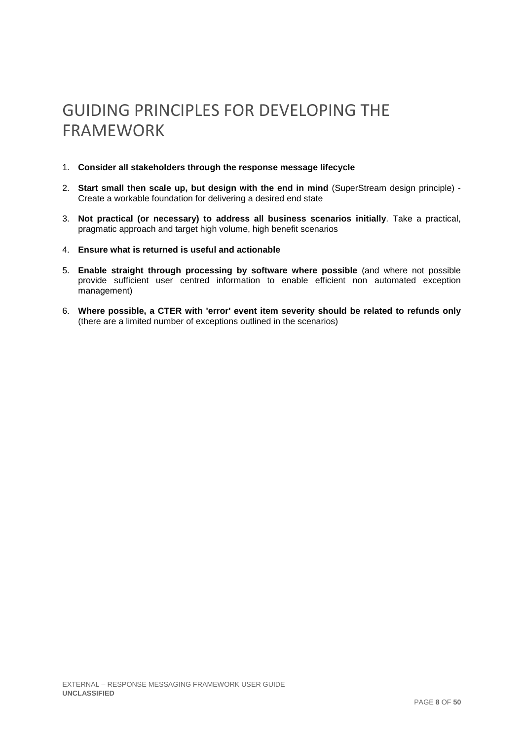# GUIDING PRINCIPLES FOR DEVELOPING THE FRAMEWORK

1. **Consider all stakeholders through the response message lifecycle**
2. **Start small then scale up, but design with the end in mind** (SuperStream design principle) - Create a workable foundation for delivering a desired end state
3. **Not practical (or necessary) to address all business scenarios initially**. Take a practical, pragmatic approach and target high volume, high benefit scenarios
4. **Ensure what is returned is useful and actionable**
5. **Enable straight through processing by software where possible** (and where not possible provide sufficient user centred information to enable efficient non automated exception management)
6. **Where possible, a CTER with 'error' event item severity should be related to refunds only** (there are a limited number of exceptions outlined in the scenarios)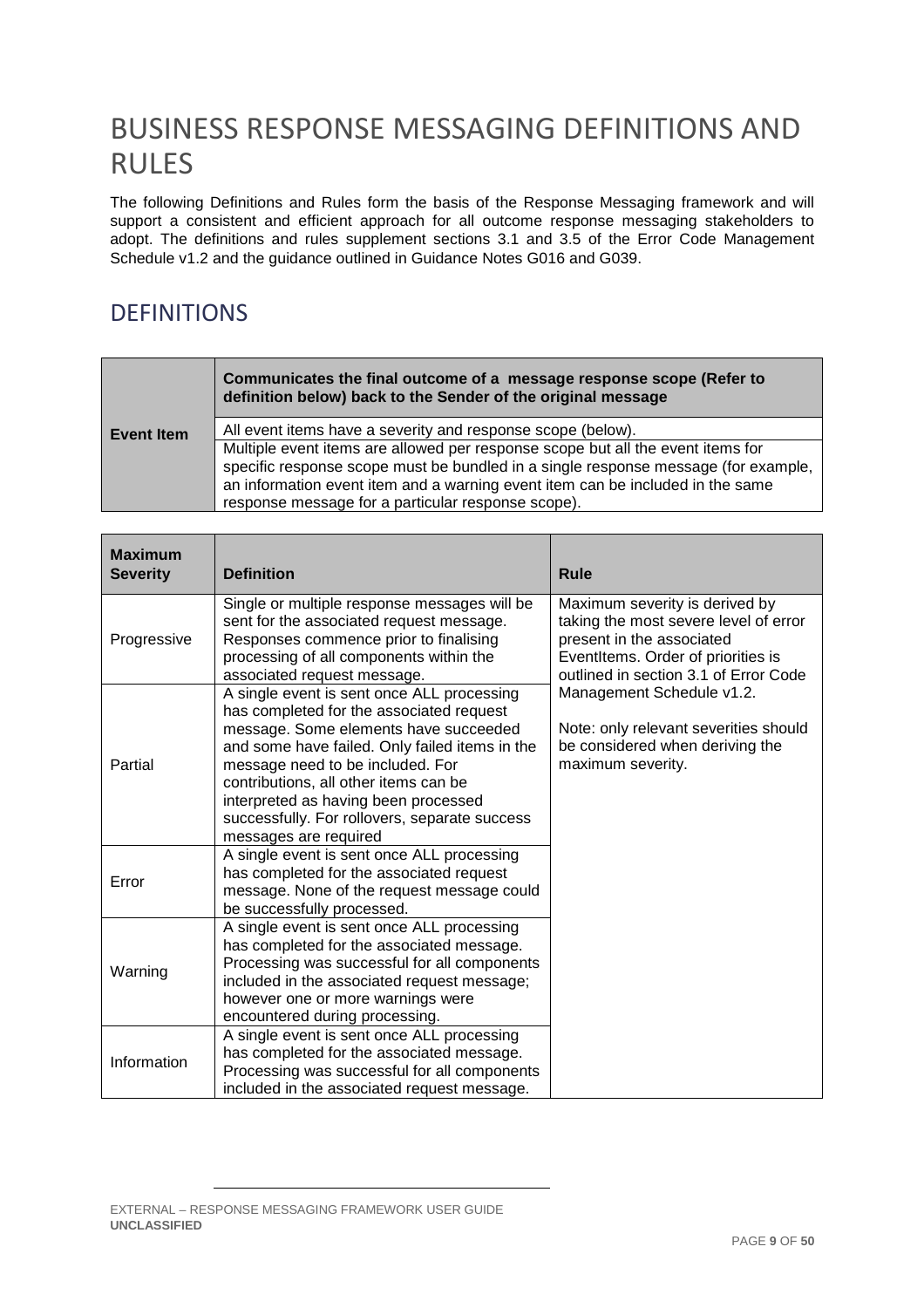# BUSINESS RESPONSE MESSAGING DEFINITIONS AND RULES

The following Definitions and Rules form the basis of the Response Messaging framework and will support a consistent and efficient approach for all outcome response messaging stakeholders to adopt. The definitions and rules supplement sections 3.1 and 3.5 of the Error Code Management Schedule v1.2 and the guidance outlined in Guidance Notes G016 and G039.

## DEFINITIONS

| Event Item | **Communicates the final outcome of a message response scope (Refer to definition below) back to the Sender of the original message** |
|---|---|
| | All event items have a severity and response scope (below). |
| | Multiple event items are allowed per response scope but all the event items for specific response scope must be bundled in a single response message (for example, an information event item and a warning event item can be included in the same response message for a particular response scope). |

| Maximum Severity | Definition | Rule |
|---|---|---|
| Progressive | Single or multiple response messages will be sent for the associated request message. Responses commence prior to finalising processing of all components within the associated request message. | Maximum severity is derived by taking the most severe level of error present in the associated EventItems. Order of priorities is outlined in section 3.1 of Error Code Management Schedule v1.2.<br><br>Note: only relevant severities should be considered when deriving the maximum severity. |
| Partial | A single event is sent once ALL processing has completed for the associated request message. Some elements have succeeded and some have failed. Only failed items in the message need to be included. For contributions, all other items can be interpreted as having been processed successfully. For rollovers, separate success messages are required | |
| Error | A single event is sent once ALL processing has completed for the associated request message. None of the request message could be successfully processed. | |
| Warning | A single event is sent once ALL processing has completed for the associated message. Processing was successful for all components included in the associated request message; however one or more warnings were encountered during processing. | |
| Information | A single event is sent once ALL processing has completed for the associated message. Processing was successful for all components included in the associated request message. | |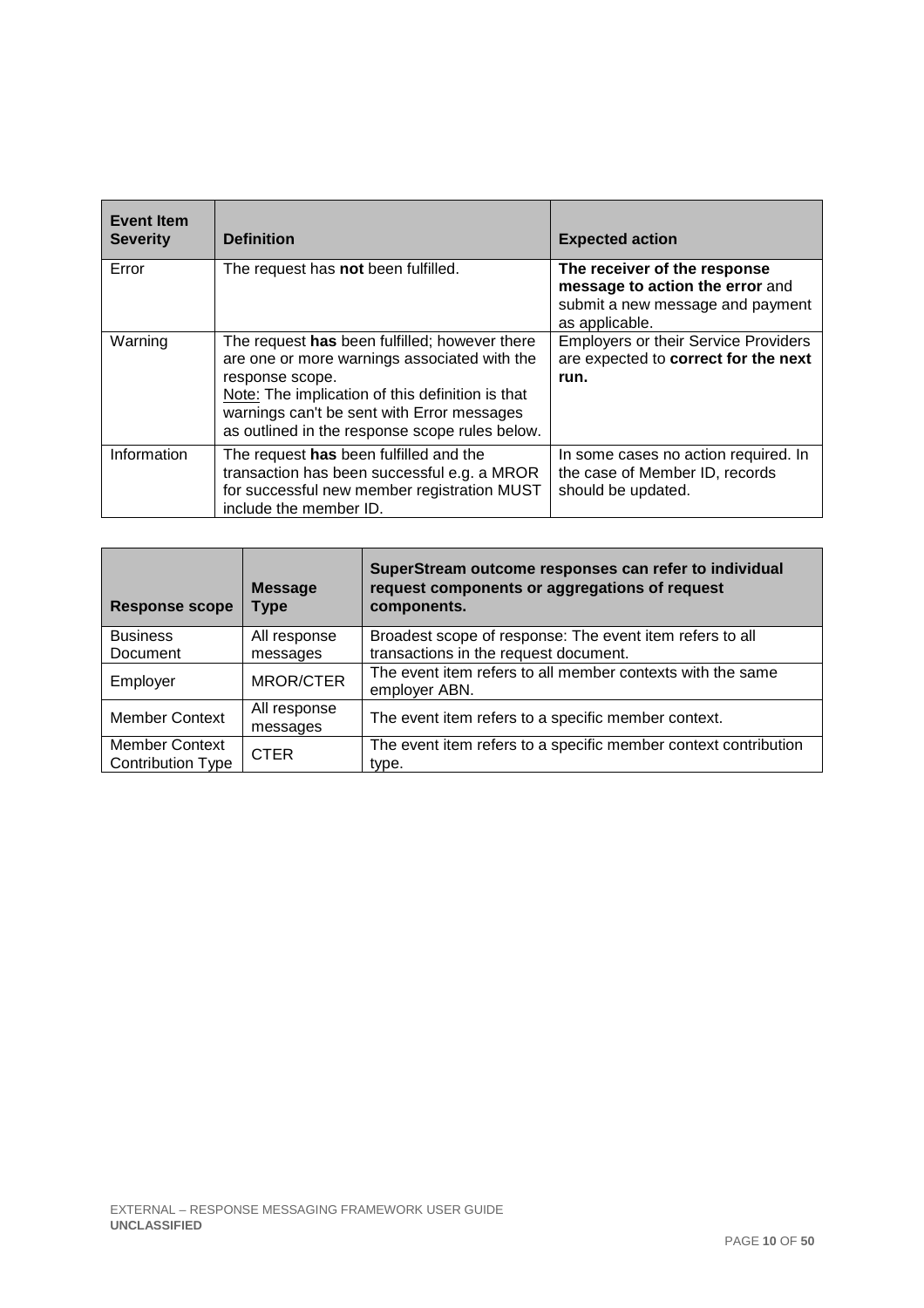| Event Item Severity | Definition | Expected action |
|---|---|---|
| Error | The request has **not** been fulfilled. | **The receiver of the response message to action the error** and submit a new message and payment as applicable. |
| Warning | The request **has** been fulfilled; however there are one or more warnings associated with the response scope.<br>Note: The implication of this definition is that warnings can't be sent with Error messages as outlined in the response scope rules below. | Employers or their Service Providers are expected to **correct for the next run.** |
| Information | The request **has** been fulfilled and the transaction has been successful e.g. a MROR for successful new member registration MUST include the member ID. | In some cases no action required. In the case of Member ID, records should be updated. |

| Response scope | Message Type | SuperStream outcome responses can refer to individual request components or aggregations of request components. |
|---|---|---|
| Business Document | All response messages | Broadest scope of response: The event item refers to all transactions in the request document. |
| Employer | MROR/CTER | The event item refers to all member contexts with the same employer ABN. |
| Member Context | All response messages | The event item refers to a specific member context. |
| Member Context Contribution Type | CTER | The event item refers to a specific member context contribution type. |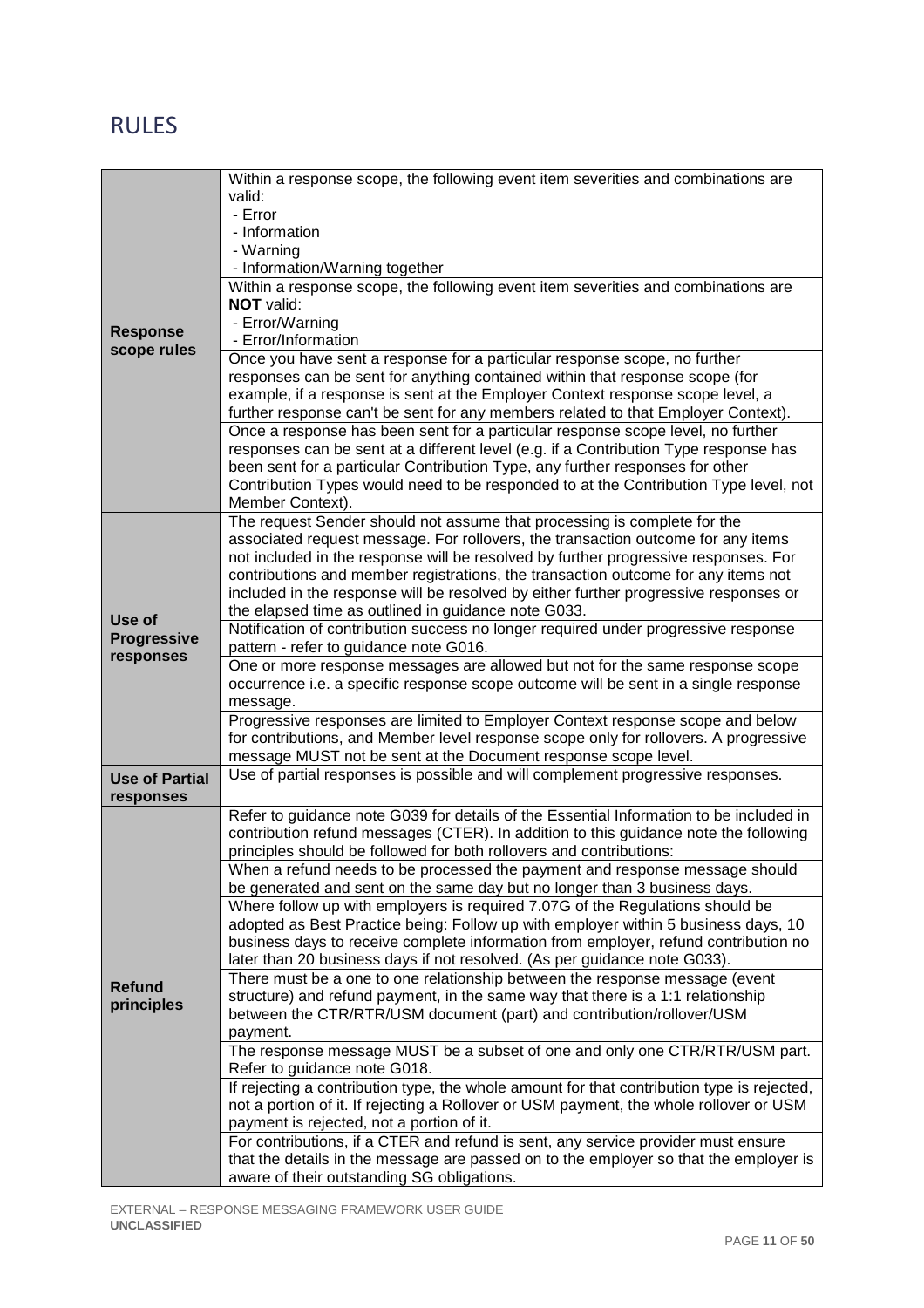# RULES

| | |
|---|---|
| **Response scope rules** | Within a response scope, the following event item severities and combinations are valid:<br>- Error<br>- Information<br>- Warning<br>- Information/Warning together |
| | Within a response scope, the following event item severities and combinations are **NOT** valid:<br>- Error/Warning<br>- Error/Information |
| | Once you have sent a response for a particular response scope, no further responses can be sent for anything contained within that response scope (for example, if a response is sent at the Employer Context response scope level, a further response can't be sent for any members related to that Employer Context). |
| | Once a response has been sent for a particular response scope level, no further responses can be sent at a different level (e.g. if a Contribution Type response has been sent for a particular Contribution Type, any further responses for other Contribution Types would need to be responded to at the Contribution Type level, not Member Context). |
| **Use of Progressive responses** | The request Sender should not assume that processing is complete for the associated request message. For rollovers, the transaction outcome for any items not included in the response will be resolved by further progressive responses. For contributions and member registrations, the transaction outcome for any items not included in the response will be resolved by either further progressive responses or the elapsed time as outlined in guidance note G033. |
| | Notification of contribution success no longer required under progressive response pattern - refer to guidance note G016. |
| | One or more response messages are allowed but not for the same response scope occurrence i.e. a specific response scope outcome will be sent in a single response message. |
| | Progressive responses are limited to Employer Context response scope and below for contributions, and Member level response scope only for rollovers. A progressive message MUST not be sent at the Document response scope level. |
| **Use of Partial responses** | Use of partial responses is possible and will complement progressive responses. |
| **Refund principles** | Refer to guidance note G039 for details of the Essential Information to be included in contribution refund messages (CTER). In addition to this guidance note the following principles should be followed for both rollovers and contributions: |
| | When a refund needs to be processed the payment and response message should be generated and sent on the same day but no longer than 3 business days. |
| | Where follow up with employers is required 7.07G of the Regulations should be adopted as Best Practice being: Follow up with employer within 5 business days, 10 business days to receive complete information from employer, refund contribution no later than 20 business days if not resolved. (As per guidance note G033). |
| | There must be a one to one relationship between the response message (event structure) and refund payment, in the same way that there is a 1:1 relationship between the CTR/RTR/USM document (part) and contribution/rollover/USM payment. |
| | The response message MUST be a subset of one and only one CTR/RTR/USM part. Refer to guidance note G018. |
| | If rejecting a contribution type, the whole amount for that contribution type is rejected, not a portion of it. If rejecting a Rollover or USM payment, the whole rollover or USM payment is rejected, not a portion of it. |
| | For contributions, if a CTER and refund is sent, any service provider must ensure that the details in the message are passed on to the employer so that the employer is aware of their outstanding SG obligations. |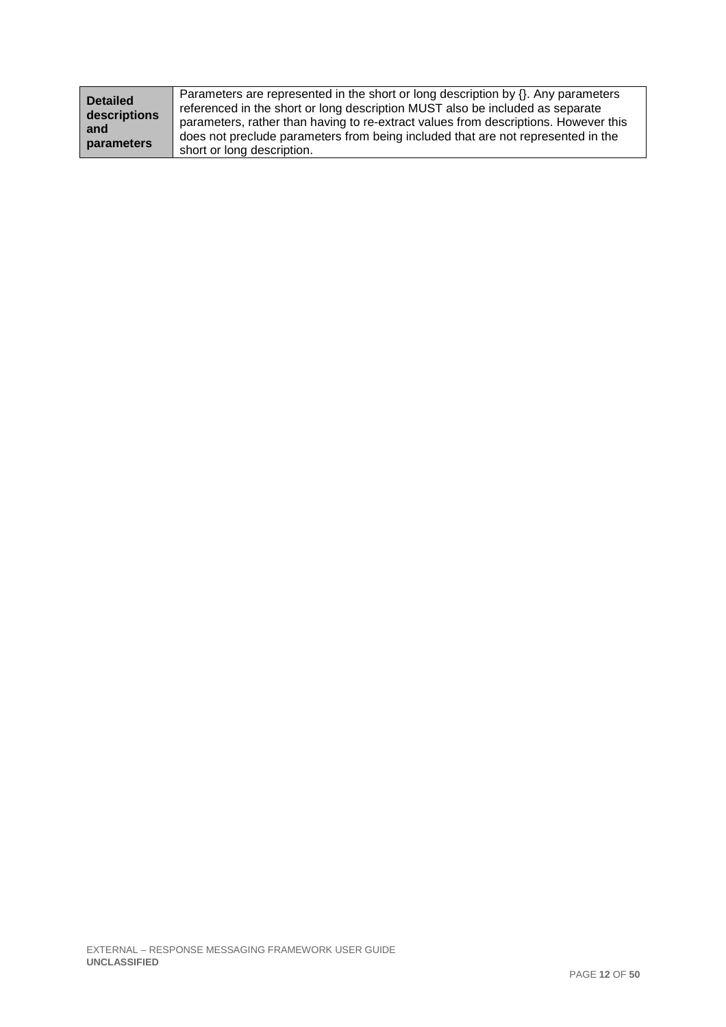| Detailed descriptions and parameters | Parameters are represented in the short or long description by {}. Any parameters referenced in the short or long description MUST also be included as separate parameters, rather than having to re-extract values from descriptions. However this does not preclude parameters from being included that are not represented in the short or long description. |
|---|---|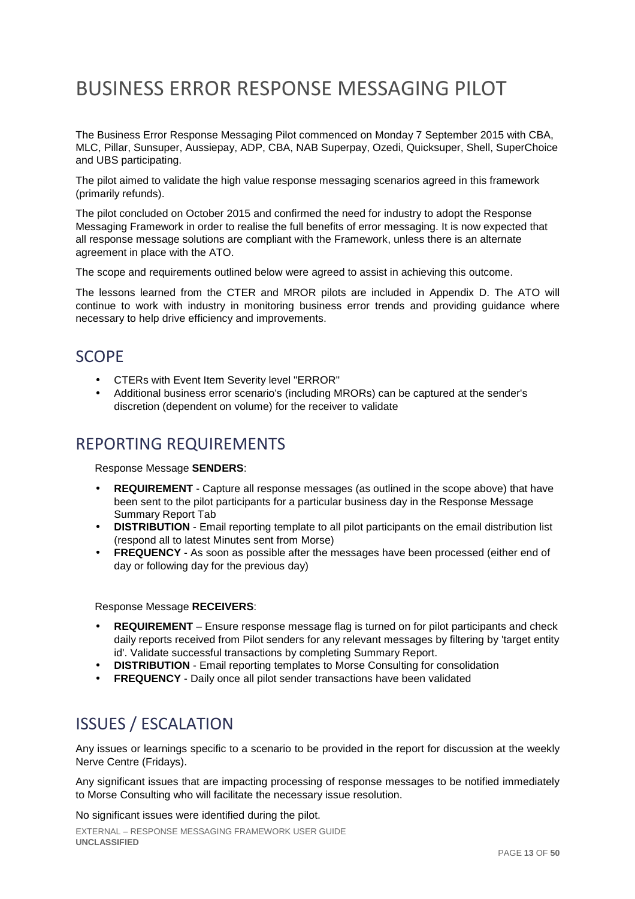# BUSINESS ERROR RESPONSE MESSAGING PILOT

The Business Error Response Messaging Pilot commenced on Monday 7 September 2015 with CBA, MLC, Pillar, Sunsuper, Aussiepay, ADP, CBA, NAB Superpay, Ozedi, Quicksuper, Shell, SuperChoice and UBS participating.

The pilot aimed to validate the high value response messaging scenarios agreed in this framework (primarily refunds).

The pilot concluded on October 2015 and confirmed the need for industry to adopt the Response Messaging Framework in order to realise the full benefits of error messaging. It is now expected that all response message solutions are compliant with the Framework, unless there is an alternate agreement in place with the ATO.

The scope and requirements outlined below were agreed to assist in achieving this outcome.

The lessons learned from the CTER and MROR pilots are included in Appendix D. The ATO will continue to work with industry in monitoring business error trends and providing guidance where necessary to help drive efficiency and improvements.

## SCOPE

- CTERs with Event Item Severity level "ERROR"
- Additional business error scenario's (including MRORs) can be captured at the sender's discretion (dependent on volume) for the receiver to validate

## REPORTING REQUIREMENTS

Response Message **SENDERS**:

- **REQUIREMENT** - Capture all response messages (as outlined in the scope above) that have been sent to the pilot participants for a particular business day in the Response Message Summary Report Tab
- **DISTRIBUTION** - Email reporting template to all pilot participants on the email distribution list (respond all to latest Minutes sent from Morse)
- **FREQUENCY** - As soon as possible after the messages have been processed (either end of day or following day for the previous day)

Response Message **RECEIVERS**:

- **REQUIREMENT** – Ensure response message flag is turned on for pilot participants and check daily reports received from Pilot senders for any relevant messages by filtering by 'target entity id'. Validate successful transactions by completing Summary Report.
- **DISTRIBUTION** - Email reporting templates to Morse Consulting for consolidation
- **FREQUENCY** - Daily once all pilot sender transactions have been validated

## ISSUES / ESCALATION

Any issues or learnings specific to a scenario to be provided in the report for discussion at the weekly Nerve Centre (Fridays).

Any significant issues that are impacting processing of response messages to be notified immediately to Morse Consulting who will facilitate the necessary issue resolution.

No significant issues were identified during the pilot.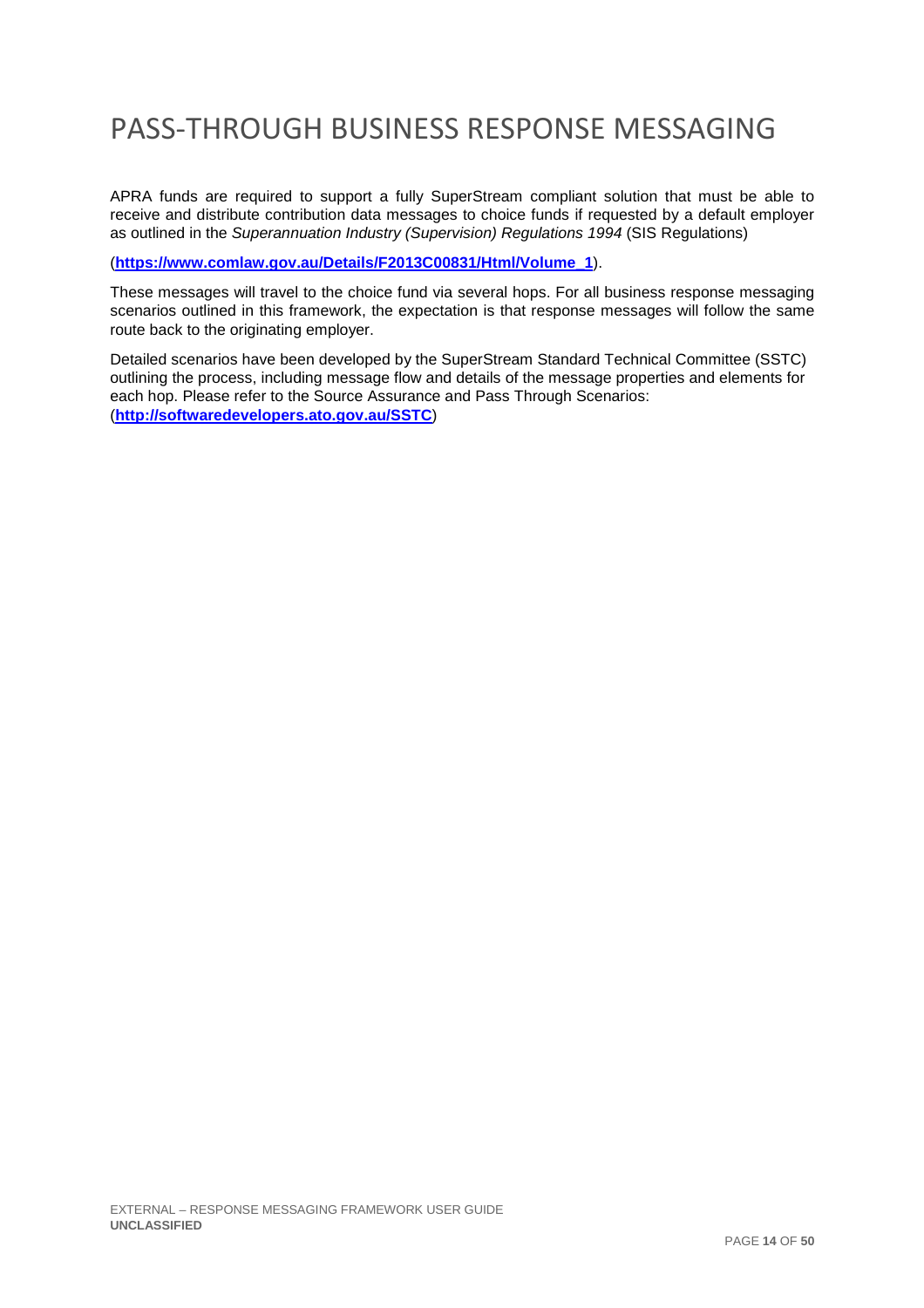# PASS-THROUGH BUSINESS RESPONSE MESSAGING

APRA funds are required to support a fully SuperStream compliant solution that must be able to receive and distribute contribution data messages to choice funds if requested by a default employer as outlined in the *Superannuation Industry (Supervision) Regulations 1994* (SIS Regulations)

(**https://www.comlaw.gov.au/Details/F2013C00831/Html/Volume_1**).

These messages will travel to the choice fund via several hops. For all business response messaging scenarios outlined in this framework, the expectation is that response messages will follow the same route back to the originating employer.

Detailed scenarios have been developed by the SuperStream Standard Technical Committee (SSTC) outlining the process, including message flow and details of the message properties and elements for each hop. Please refer to the Source Assurance and Pass Through Scenarios: (**http://softwaredevelopers.ato.gov.au/SSTC**)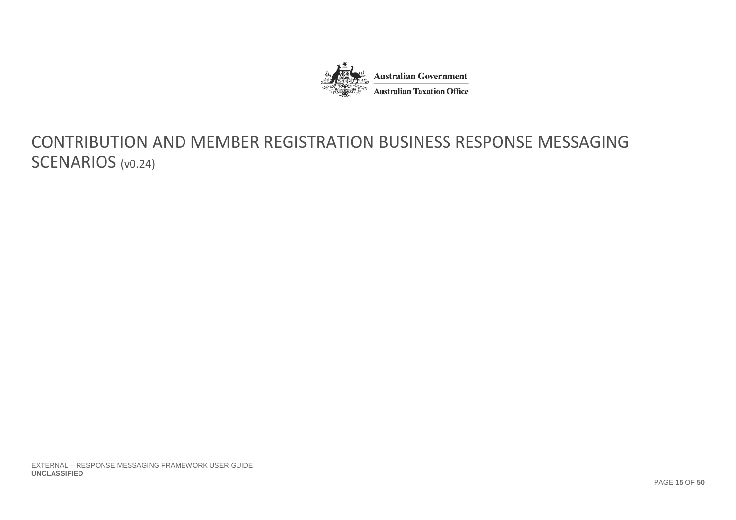# CONTRIBUTION AND MEMBER REGISTRATION BUSINESS RESPONSE MESSAGING SCENARIOS (v0.24)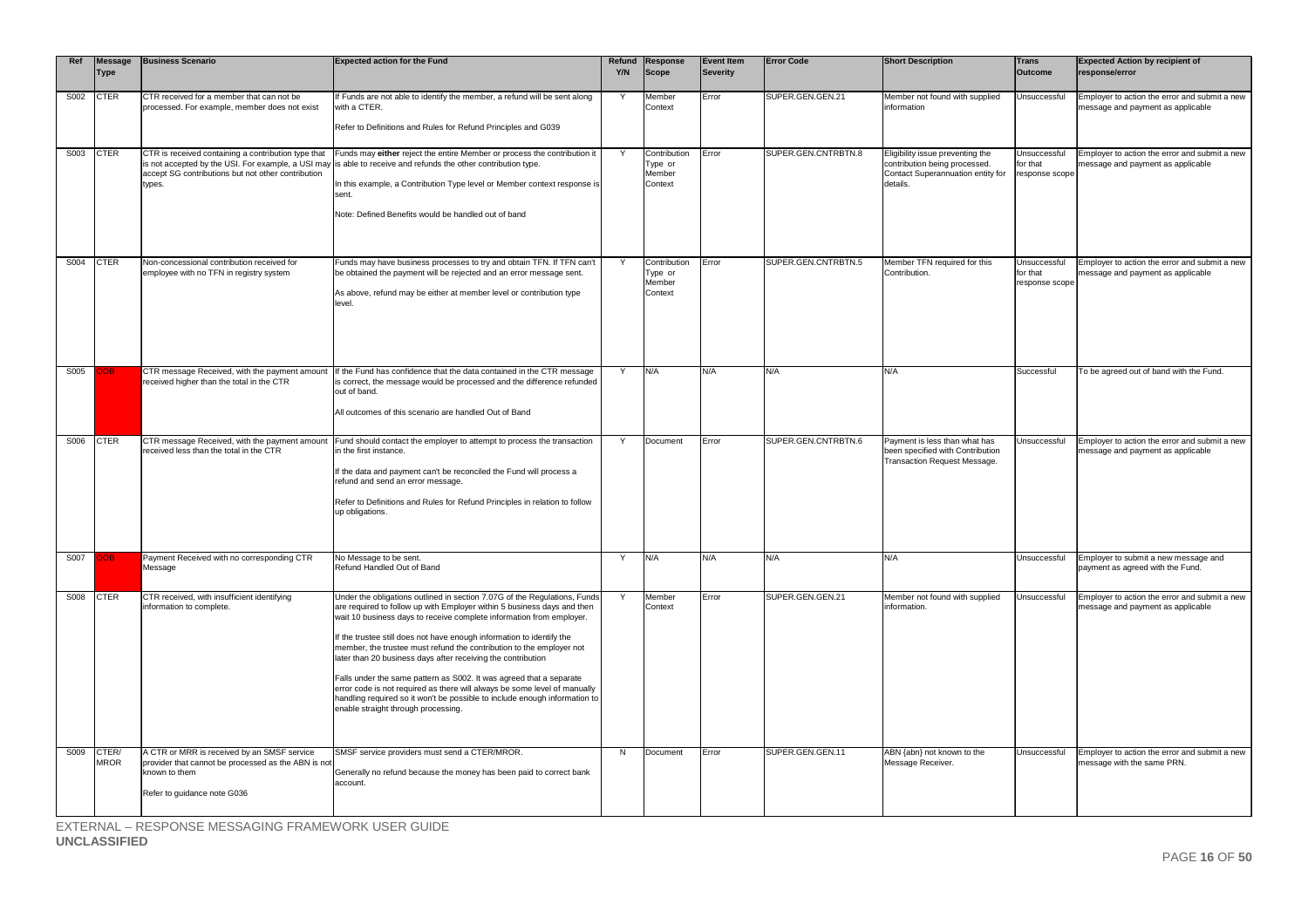| Ref | Message Type | Business Scenario | Expected action for the Fund | Refund Y/N | Response Scope | Event Item Severity | Error Code | Short Description | Trans Outcome | Expected Action by recipient of response/error |
|---|---|---|---|---|---|---|---|---|---|---|
| S002 | CTER | CTR received for a member that can not be processed. For example, member does not exist | If Funds are not able to identify the member, a refund will be sent along with a CTER.<br><br>Refer to Definitions and Rules for Refund Principles and G039 | Y | Member Context | Error | SUPER.GEN.GEN.21 | Member not found with supplied information | Unsuccessful | Employer to action the error and submit a new message and payment as applicable |
| S003 | CTER | CTR is received containing a contribution type that is not accepted by the USI. For example, a USI may accept SG contributions but not other contribution types. | Funds may **either** reject the entire Member or process the contribution it is able to receive and refunds the other contribution type.<br><br>In this example, a Contribution Type level or Member context response is sent.<br><br>Note: Defined Benefits would be handled out of band | Y | Contribution Type or Member Context | Error | SUPER.GEN.CNTRBTN.8 | Eligibility issue preventing the contribution being processed. Contact Superannuation entity for details. | Unsuccessful for that response scope | Employer to action the error and submit a new message and payment as applicable |
| S004 | CTER | Non-concessional contribution received for employee with no TFN in registry system | Funds may have business processes to try and obtain TFN. If TFN can't be obtained the payment will be rejected and an error message sent.<br><br>As above, refund may be either at member level or contribution type level. | Y | Contribution Type or Member Context | Error | SUPER.GEN.CNTRBTN.5 | Member TFN required for this Contribution. | Unsuccessful for that response scope | Employer to action the error and submit a new message and payment as applicable |
| S005 | OOB | CTR message Received, with the payment amount received higher than the total in the CTR | If the Fund has confidence that the data contained in the CTR message is correct, the message would be processed and the difference refunded out of band.<br><br>All outcomes of this scenario are handled Out of Band | Y | N/A | N/A | N/A | N/A | Successful | To be agreed out of band with the Fund. |
| S006 | CTER | CTR message Received, with the payment amount received less than the total in the CTR | Fund should contact the employer to attempt to process the transaction in the first instance.<br><br>If the data and payment can't be reconciled the Fund will process a refund and send an error message.<br><br>Refer to Definitions and Rules for Refund Principles in relation to follow up obligations. | Y | Document | Error | SUPER.GEN.CNTRBTN.6 | Payment is less than what has been specified with Contribution Transaction Request Message. | Unsuccessful | Employer to action the error and submit a new message and payment as applicable |
| S007 | OOB | Payment Received with no corresponding CTR Message | No Message to be sent.<br>Refund Handled Out of Band | Y | N/A | N/A | N/A | N/A | Unsuccessful | Employer to submit a new message and payment as agreed with the Fund. |
| S008 | CTER | CTR received, with insufficient identifying information to complete. | Under the obligations outlined in section 7.07G of the Regulations, Funds are required to follow up with Employer within 5 business days and then wait 10 business days to receive complete information from employer.<br><br>If the trustee still does not have enough information to identify the member, the trustee must refund the contribution to the employer not later than 20 business days after receiving the contribution<br><br>Falls under the same pattern as S002. It was agreed that a separate error code is not required as there will always be some level of manually handling required so it won't be possible to include enough information to enable straight through processing. | Y | Member Context | Error | SUPER.GEN.GEN.21 | Member not found with supplied information. | Unsuccessful | Employer to action the error and submit a new message and payment as applicable |
| S009 | CTER/ MROR | A CTR or MRR is received by an SMSF service provider that cannot be processed as the ABN is not known to them<br><br>Refer to guidance note G036 | SMSF service providers must send a CTER/MROR.<br><br>Generally no refund because the money has been paid to correct bank account. | N | Document | Error | SUPER.GEN.GEN.11 | ABN {abn} not known to the Message Receiver. | Unsuccessful | Employer to action the error and submit a new message with the same PRN. |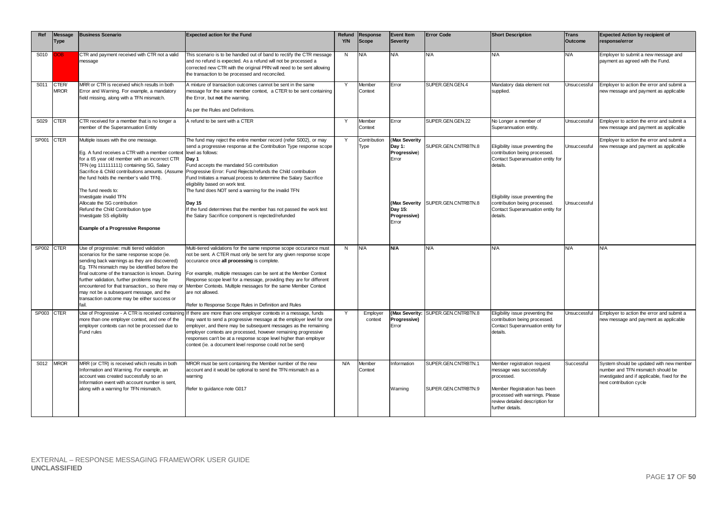| Ref | Message Type | Business Scenario | Expected action for the Fund | Refund Y/N | Response Scope | Event Item Severity | Error Code | Short Description | Trans Outcome | Expected Action by recipient of response/error |
|---|---|---|---|---|---|---|---|---|---|---|
| S010 | OOB | CTR and payment received with CTR not a valid message | This scenario is to be handled out of band to rectify the CTR message and no refund is expected. As a refund will not be processed a corrected new CTR with the original PRN will need to be sent allowing the transaction to be processed and reconciled. | N | N/A | N/A | N/A | N/A | N/A | Employer to submit a new message and payment as agreed with the Fund. |
| S011 | CTER/ MROR | MRR or CTR is received which results in both Error and Warning. For example, a mandatory field missing, along with a TFN mismatch. | A mixture of transaction outcomes cannot be sent in the same message for the same member context, a CTER to be sent containing the Error, but **not** the warning.<br><br>As per the Rules and Definitions. | Y | Member Context | Error | SUPER.GEN.GEN.4 | Mandatory data element not supplied. | Unsuccessful | Employer to action the error and submit a new message and payment as applicable |
| S029 | CTER | CTR received for a member that is no longer a member of the Superannuation Entity | A refund to be sent with a CTER | Y | Member Context | Error | SUPER.GEN.GEN.22 | No Longer a member of Superannuation entity. | Unsuccessful | Employer to action the error and submit a new message and payment as applicable |
| SP001 | CTER | Multiple issues with the one message.<br><br>Eg. A fund receives a CTR with a member context for a 65 year old member with an incorrect CTR TFN (eg 111111111) containing SG, Salary Sacrifice & Child contributions amounts. (Assume the fund holds the member's valid TFN).<br><br>The fund needs to:<br>Investigate invalid TFN<br>Allocate the SG contribution<br>Refund the Child Contribution type<br>Investigate SS eligibility<br><br>**Example of a Progressive Response** | The fund may reject the entire member record (refer S002), or may send a progressive response at the Contribution Type response scope level as follows:<br>**Day 1**<br>Fund accepts the mandated SG contribution<br>Progressive Error: Fund Rejects/refunds the Child contribution<br>Fund Initiates a manual process to determine the Salary Sacrifice eligibility based on work test.<br>The fund does NOT send a warning for the invalid TFN<br><br>**Day 15**<br>If the fund determines that the member has not passed the work test the Salary Sacrifice component is rejected/refunded | Y | Contribution Type | (**Max Severity Day 1: Progressive**) Error<br><br>(**Max Severity Day 15: Progressive**) Error | SUPER.GEN.CNTRBTN.8<br><br>SUPER.GEN.CNTRBTN.8 | Eligibility issue preventing the contribution being processed. Contact Superannuation entity for details.<br><br>Eligibility issue preventing the contribution being processed. Contact Superannuation entity for details. | Unsuccessful<br><br>Unsuccessful | Employer to action the error and submit a new message and payment as applicable |
| SP002 | CTER | Use of progressive: multi tiered validation scenarios for the same response scope (ie. sending back warnings as they are discovered) Eg. TFN mismatch may be identified before the final outcome of the transaction is known. During further validation, further problems may be encountered for that transaction., so there may or may not be a subsequent message, and the transaction outcome may be either success or fail. | Multi-tiered validations for the same response scope occurance must not be sent. A CTER must only be sent for any given response scope occurance once **all processing** is complete.<br><br>For example, multiple messages can be sent at the Member Context Response scope level for a message, providing they are for different Member Contexts. Multiple messages for the same Member Context are not allowed.<br><br>Refer to Response Scope Rules in Definition and Rules | N | N/A | **N/A** | N/A | N/A | N/A | N/A |
| SP003 | CTER | Use of Progressive - A CTR is received containing more than one employer context, and one of the employer contexts can not be processed due to Fund rules | If there are more than one employer contexts in a message, funds may want to send a progressive message at the employer level for one employer, and there may be subsequent messages as the remaining employer contexts are processed, however remaining progressive responses can't be at a response scope level higher than employer context (ie. a document level response could not be sent) | Y | Employer context | (**Max Severity: Progressive**) Error | SUPER.GEN.CNTRBTN.8 | Eligibility issue preventing the contribution being processed. Contact Superannuation entity for details. | Unsuccessful | Employer to action the error and submit a new message and payment as applicable |
| S012 | MROR | MRR (or CTR) is received which results in both Information and Warning. For example, an account was created successfully so an Information event with account number is sent, along with a warning for TFN mismatch. | MROR must be sent containing the Member number of the new account and it would be optional to send the TFN mismatch as a warning<br><br>Refer to guidance note G017 | N/A | Member Context | Information<br><br>Warning | SUPER.GEN.CNTRBTN.1<br><br>SUPER.GEN.CNTRBTN.9 | Member registration request message was successfully processed.<br><br>Member Registration has been processed with warnings. Please review detailed description for further details. | Successful | System should be updated with new member number and TFN mismatch should be investigated and if applicable, fixed for the next contribution cycle |

EXTERNAL – RESPONSE MESSAGING FRAMEWORK USER GUIDE
**UNCLASSIFIED**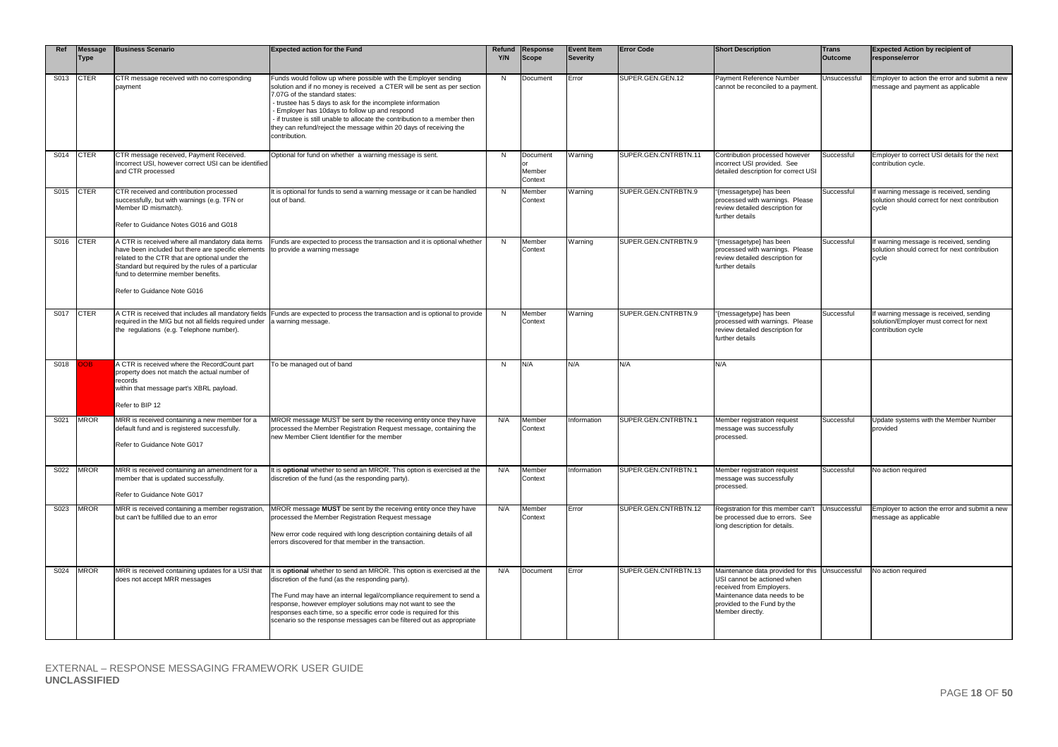| Ref | Message Type | Business Scenario | Expected action for the Fund | Refund Y/N | Response Scope | Event Item Severity | Error Code | Short Description | Trans Outcome | Expected Action by recipient of response/error |
|---|---|---|---|---|---|---|---|---|---|---|
| S013 | CTER | CTR message received with no corresponding payment | Funds would follow up where possible with the Employer sending solution and if no money is received a CTER will be sent as per section 7.07G of the standard states:<br>- trustee has 5 days to ask for the incomplete information<br>- Employer has 10days to follow up and respond<br>- if trustee is still unable to allocate the contribution to a member then they can refund/reject the message within 20 days of receiving the contribution. | N | Document | Error | SUPER.GEN.GEN.12 | Payment Reference Number cannot be reconciled to a payment. | Unsuccessful | Employer to action the error and submit a new message and payment as applicable |
| S014 | CTER | CTR message received, Payment Received. Incorrect USI, however correct USI can be identified and CTR processed | Optional for fund on whether a warning message is sent. | N | Document or Member Context | Warning | SUPER.GEN.CNTRBTN.11 | Contribution processed however incorrect USI provided. See detailed description for correct USI | Successful | Employer to correct USI details for the next contribution cycle. |
| S015 | CTER | CTR received and contribution processed successfully, but with warnings (e.g. TFN or Member ID mismatch).<br><br>Refer to Guidance Notes G016 and G018 | It is optional for funds to send a warning message or it can be handled out of band. | N | Member Context | Warning | SUPER.GEN.CNTRBTN.9 | "{messagetype} has been processed with warnings. Please review detailed description for further details | Successful | If warning message is received, sending solution should correct for next contribution cycle |
| S016 | CTER | A CTR is received where all mandatory data items have been included but there are specific elements related to the CTR that are optional under the Standard but required by the rules of a particular fund to determine member benefits.<br><br>Refer to Guidance Note G016 | Funds are expected to process the transaction and it is optional whether to provide a warning message | N | Member Context | Warning | SUPER.GEN.CNTRBTN.9 | "{messagetype} has been processed with warnings. Please review detailed description for further details | Successful | If warning message is received, sending solution should correct for next contribution cycle |
| S017 | CTER | A CTR is received that includes all mandatory fields required in the MIG but not all fields required under the regulations (e.g. Telephone number). | Funds are expected to process the transaction and is optional to provide a warning message. | N | Member Context | Warning | SUPER.GEN.CNTRBTN.9 | "{messagetype} has been processed with warnings. Please review detailed description for further details | Successful | If warning message is received, sending solution/Employer must correct for next contribution cycle |
| S018 | OOB | A CTR is received where the RecordCount part property does not match the actual number of records within that message part's XBRL payload.<br><br>Refer to BIP 12 | To be managed out of band | N | N/A | N/A | N/A | N/A | | |
| S021 | MROR | MRR is received containing a new member for a default fund and is registered successfully.<br><br>Refer to Guidance Note G017 | MROR message MUST be sent by the receiving entity once they have processed the Member Registration Request message, containing the new Member Client Identifier for the member | N/A | Member Context | Information | SUPER.GEN.CNTRBTN.1 | Member registration request message was successfully processed. | Successful | Update systems with the Member Number provided |
| S022 | MROR | MRR is received containing an amendment for a member that is updated successfully.<br><br>Refer to Guidance Note G017 | It is **optional** whether to send an MROR. This option is exercised at the discretion of the fund (as the responding party). | N/A | Member Context | Information | SUPER.GEN.CNTRBTN.1 | Member registration request message was successfully processed. | Successful | No action required |
| S023 | MROR | MRR is received containing a member registration, but can't be fulfilled due to an error | MROR message **MUST** be sent by the receiving entity once they have processed the Member Registration Request message<br><br>New error code required with long description containing details of all errors discovered for that member in the transaction. | N/A | Member Context | Error | SUPER.GEN.CNTRBTN.12 | Registration for this member can't be processed due to errors. See long description for details. | Unsuccessful | Employer to action the error and submit a new message as applicable |
| S024 | MROR | MRR is received containing updates for a USI that does not accept MRR messages | It is **optional** whether to send an MROR. This option is exercised at the discretion of the fund (as the responding party).<br><br>The Fund may have an internal legal/compliance requirement to send a response, however employer solutions may not want to see the responses each time, so a specific error code is required for this scenario so the response messages can be filtered out as appropriate | N/A | Document | Error | SUPER.GEN.CNTRBTN.13 | Maintenance data provided for this USI cannot be actioned when received from Employers. Maintenance data needs to be provided to the Fund by the Member directly. | Unsuccessful | No action required |

EXTERNAL – RESPONSE MESSAGING FRAMEWORK USER GUIDE
**UNCLASSIFIED**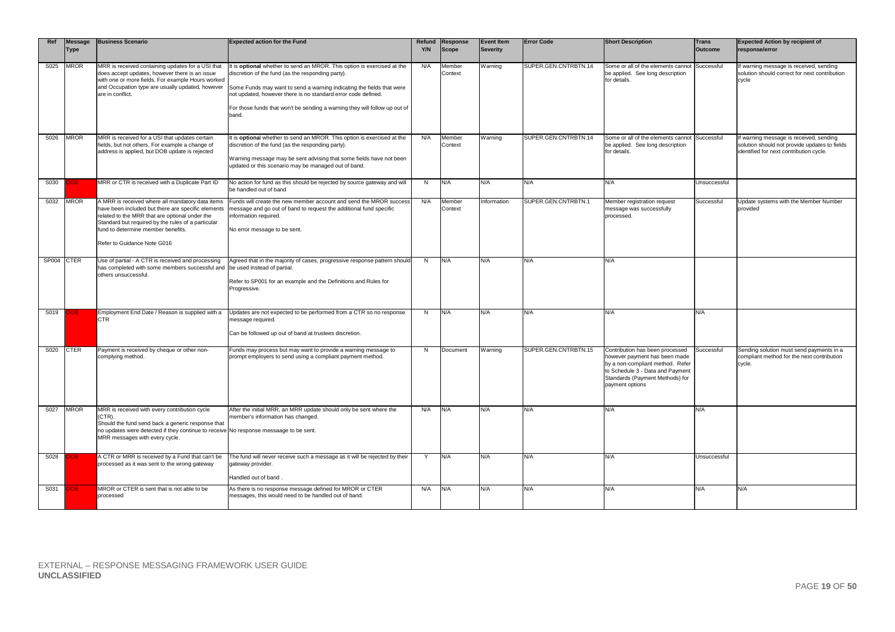| Ref | Message Type | Business Scenario | Expected action for the Fund | Refund Y/N | Response Scope | Event Item Severity | Error Code | Short Description | Trans Outcome | Expected Action by recipient of response/error |
|---|---|---|---|---|---|---|---|---|---|---|
| S025 | MROR | MRR is received containing updates for a USI that does accept updates, however there is an issue with one or more fields. For example Hours worked and Occupation type are usually updated, however are in conflict. | It is **optional** whether to send an MROR. This option is exercised at the discretion of the fund (as the responding party).<br><br>Some Funds may want to send a warning indicating the fields that were not updated, however there is no standard error code defined.<br><br>For those funds that won't be sending a warning they will follow up out of band. | N/A | Member Context | Warning | SUPER.GEN.CNTRBTN.14 | Some or all of the elements cannot be applied. See long description for details. | Successful | If warning message is received, sending solution should correct for next contribution cycle |
| S026 | MROR | MRR is received for a USI that updates certain fields, but not others. For example a change of address is applied, but DOB update is rejected | It is **optional** whether to send an MROR. This option is exercised at the discretion of the fund (as the responding party).<br><br>Warning message may be sent advising that some fields have not been updated or this scenario may be managed out of band. | N/A | Member Context | Warning | SUPER.GEN.CNTRBTN.14 | Some or all of the elements cannot be applied. See long description for details. | Successful | If warning message is received, sending solution should not provide updates to fields identified for next contribution cycle. |
| S030 | OOB | MRR or CTR is received with a Duplicate Part ID | No action for fund as this should be rejected by source gateway and will be handled out of band | N | N/A | N/A | N/A | N/A | Unsuccessful | |
| S032 | MROR | A MRR is received where all mandatory data items have been included but there are specific elements related to the MRR that are optional under the Standard but required by the rules of a particular fund to determine member benefits.<br><br>Refer to Guidance Note G016 | Funds will create the new member account and send the MROR success message and go out of band to request the additional fund specific information required.<br><br>No error message to be sent. | N/A | Member Context | Information | SUPER.GEN.CNTRBTN.1 | Member registration request message was successfully processed. | Successful | Update systems with the Member Number provided |
| SP004 | CTER | Use of partial - A CTR is received and processing has completed with some members successful and others unsuccessful. | Agreed that in the majority of cases, progressive response pattern should be used instead of partial.<br><br>Refer to SP001 for an example and the Definitions and Rules for Progressive. | N | N/A | N/A | N/A | N/A | | |
| S019 | OOB | Employment End Date / Reason is supplied with a CTR | Updates are not expected to be performed from a CTR so no response message required.<br><br>Can be followed up out of band at trustees discretion. | N | N/A | N/A | N/A | N/A | N/A | |
| S020 | CTER | Payment is received by cheque or other non-complying method. | Funds may process but may want to provide a warning message to prompt employers to send using a compliant payment method. | N | Document | Warning | SUPER.GEN.CNTRBTN.15 | Contribution has been processed however payment has been made by a non-compliant method. Refer to Schedule 3 - Data and Payment Standards (Payment Methods) for payment options | Successful | Sending solution must send payments in a compliant method for the next contribution cycle. |
| S027 | MROR | MRR is received with every contribution cycle (CTR).<br>Should the fund send back a generic response that no updates were detected if they continue to receive MRR messages with every cycle. | After the initial MRR, an MRR update should only be sent where the member's information has changed.<br>No response messaage to be sent. | N/A | N/A | N/A | N/A | N/A | N/A | |
| S028 | OOB | A CTR or MRR is received by a Fund that can't be processed as it was sent to the wrong gateway | The fund will never receive such a message as it will be rejected by their gateway provider.<br><br>Handled out of band . | Y | N/A | N/A | N/A | N/A | Unsuccessful | |
| S031 | OOB | MROR or CTER is sent that is not able to be processed | As there is no response message defined for MROR or CTER messages, this would need to be handled out of band. | N/A | N/A | N/A | N/A | N/A | N/A | N/A |

EXTERNAL – RESPONSE MESSAGING FRAMEWORK USER GUIDE
**UNCLASSIFIED**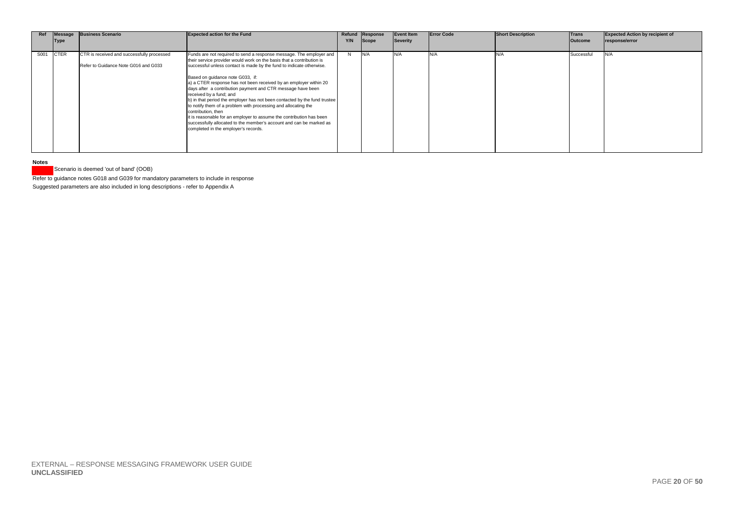| Ref | Message Type | Business Scenario | Expected action for the Fund | Refund Y/N | Response Scope | Event Item Severity | Error Code | Short Description | Trans Outcome | Expected Action by recipient of response/error |
|---|---|---|---|---|---|---|---|---|---|---|
| S001 | CTER | CTR is received and successfully processed<br><br>Refer to Guidance Note G016 and G033 | Funds are not required to send a response message. The employer and their service provider would work on the basis that a contribution is successful unless contact is made by the fund to indicate otherwise.<br><br>Based on guidance note G033, if:<br>a) a CTER response has not been received by an employer within 20 days after a contribution payment and CTR message have been received by a fund; and<br>b) in that period the employer has not been contacted by the fund trustee to notify them of a problem with processing and allocating the contribution, then<br>it is reasonable for an employer to assume the contribution has been successfully allocated to the member's account and can be marked as completed in the employer's records. | N | N/A | N/A | N/A | N/A | Successful | N/A |

**Notes**

Scenario is deemed 'out of band' (OOB)

Refer to guidance notes G018 and G039 for mandatory parameters to include in response

Suggested parameters are also included in long descriptions - refer to Appendix A

EXTERNAL – RESPONSE MESSAGING FRAMEWORK USER GUIDE
**UNCLASSIFIED**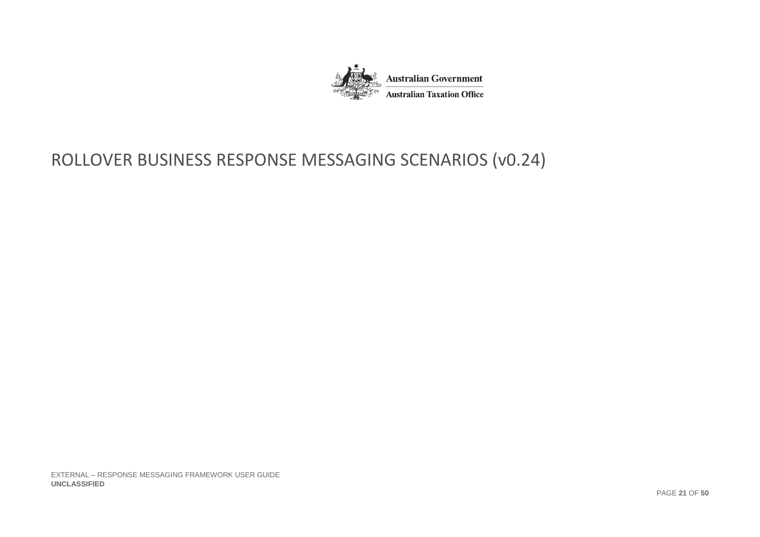# ROLLOVER BUSINESS RESPONSE MESSAGING SCENARIOS (v0.24)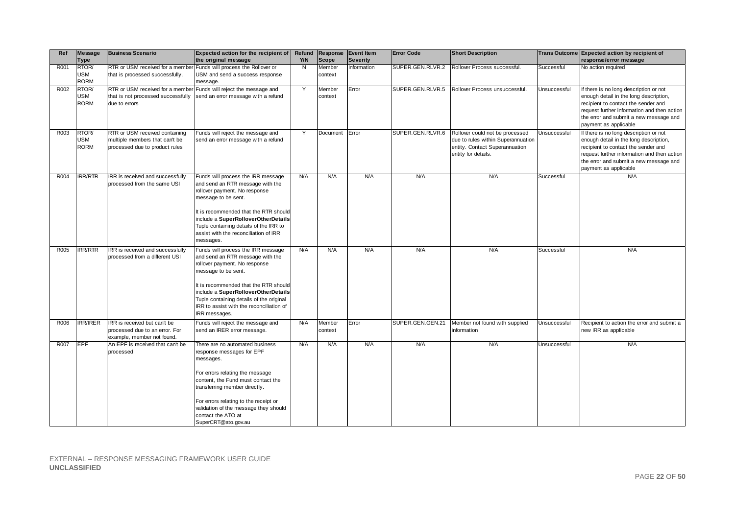| Ref | Message Type | Business Scenario | Expected action for the recipient of the original message | Refund Y/N | Response Scope | Event Item Severity | Error Code | Short Description | Trans Outcome | Expected action by recipient of response/error message |
|---|---|---|---|---|---|---|---|---|---|---|
| R001 | RTOR/ USM RORM | RTR or USM received for a member that is processed successfully. | Funds will process the Rollover or USM and send a success response message. | N | Member context | Information | SUPER.GEN.RLVR.2 | Rollover Process successful. | Successful | No action required |
| R002 | RTOR/ USM RORM | RTR or USM received for a member that is not processed successfully due to errors | Funds will reject the message and send an error message with a refund | Y | Member context | Error | SUPER.GEN.RLVR.5 | Rollover Process unsuccessful. | Unsuccessful | If there is no long description or not enough detail in the long description, recipient to contact the sender and request further information and then action the error and submit a new message and payment as applicable |
| R003 | RTOR/ USM RORM | RTR or USM received containing multiple members that can't be processed due to product rules | Funds will reject the message and send an error message with a refund | Y | Document | Error | SUPER.GEN.RLVR.6 | Rollover could not be processed due to rules within Superannuation entity. Contact Superannuation entity for details. | Unsuccessful | If there is no long description or not enough detail in the long description, recipient to contact the sender and request further information and then action the error and submit a new message and payment as applicable |
| R004 | IRR/RTR | IRR is received and successfully processed from the same USI | Funds will process the IRR message and send an RTR message with the rollover payment. No response message to be sent.<br><br>It is recommended that the RTR should include a **SuperRolloverOtherDetails** Tuple containing details of the IRR to assist with the reconciliation of IRR messages. | N/A | N/A | N/A | N/A | N/A | Successful | N/A |
| R005 | IRR/RTR | IRR is received and successfully processed from a different USI | Funds will process the IRR message and send an RTR message with the rollover payment. No response message to be sent.<br><br>It is recommended that the RTR should include a **SuperRolloverOtherDetails** Tuple containing details of the original IRR to assist with the reconciliation of IRR messages. | N/A | N/A | N/A | N/A | N/A | Successful | N/A |
| R006 | IRR/IRER | IRR is received but can't be processed due to an error. For example, member not found. | Funds will reject the message and send an IRER error message. | N/A | Member context | Error | SUPER.GEN.GEN.21 | Member not found with supplied information | Unsuccessful | Recipient to action the error and submit a new IRR as applicable |
| R007 | EPF | An EPF is received that can't be processed | There are no automated business response messages for EPF messages.<br><br>For errors relating the message content, the Fund must contact the transferring member directly.<br><br>For errors relating to the receipt or validation of the message they should contact the ATO at SuperCRT@ato.gov.au | N/A | N/A | N/A | N/A | N/A | Unsuccessful | N/A |

EXTERNAL – RESPONSE MESSAGING FRAMEWORK USER GUIDE
**UNCLASSIFIED**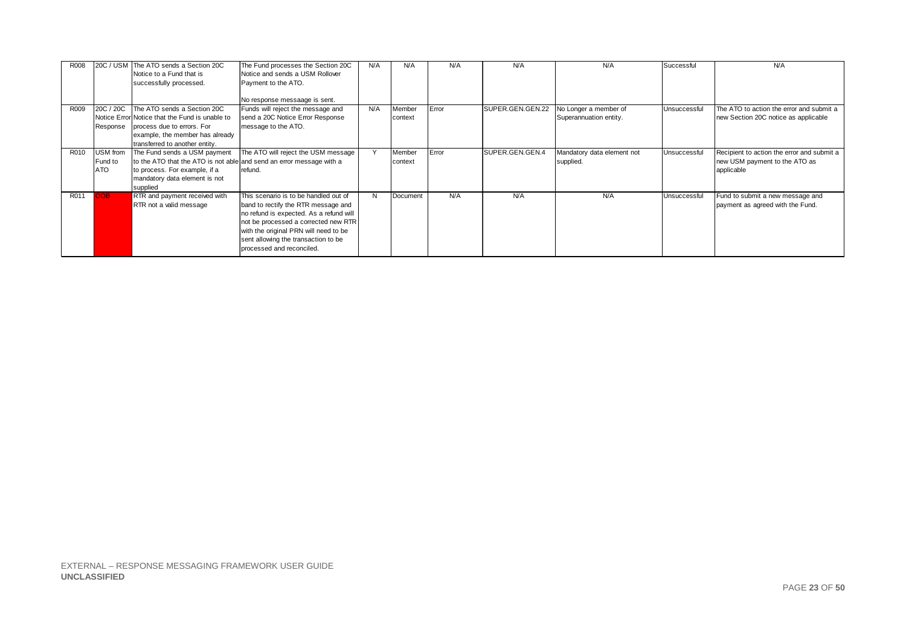| R008 | 20C / USM | The ATO sends a Section 20C Notice to a Fund that is successfully processed. | The Fund processes the Section 20C Notice and sends a USM Rollover Payment to the ATO. No response messaage is sent. | N/A | N/A | N/A | N/A | N/A | Successful | N/A |
|---|---|---|---|---|---|---|---|---|---|---|
| R009 | 20C / 20C Notice Error Response | The ATO sends a Section 20C Notice that the Fund is unable to process due to errors. For example, the member has already transferred to another entity. | Funds will reject the message and send a 20C Notice Error Response message to the ATO. | N/A | Member context | Error | SUPER.GEN.GEN.22 | No Longer a member of Superannuation entity. | Unsuccessful | The ATO to action the error and submit a new Section 20C notice as applicable |
| R010 | USM from Fund to ATO | The Fund sends a USM payment to the ATO that the ATO is not able to process. For example, if a mandatory data element is not supplied | The ATO will reject the USM message and send an error message with a refund. | Y | Member context | Error | SUPER.GEN.GEN.4 | Mandatory data element not supplied. | Unsuccessful | Recipient to action the error and submit a new USM payment to the ATO as applicable |
| R011 | OOB | RTR and payment received with RTR not a valid message | This scenario is to be handled out of band to rectify the RTR message and no refund is expected. As a refund will not be processed a corrected new RTR with the original PRN will need to be sent allowing the transaction to be processed and reconciled. | N | Document | N/A | N/A | N/A | Unsuccessful | Fund to submit a new message and payment as agreed with the Fund. |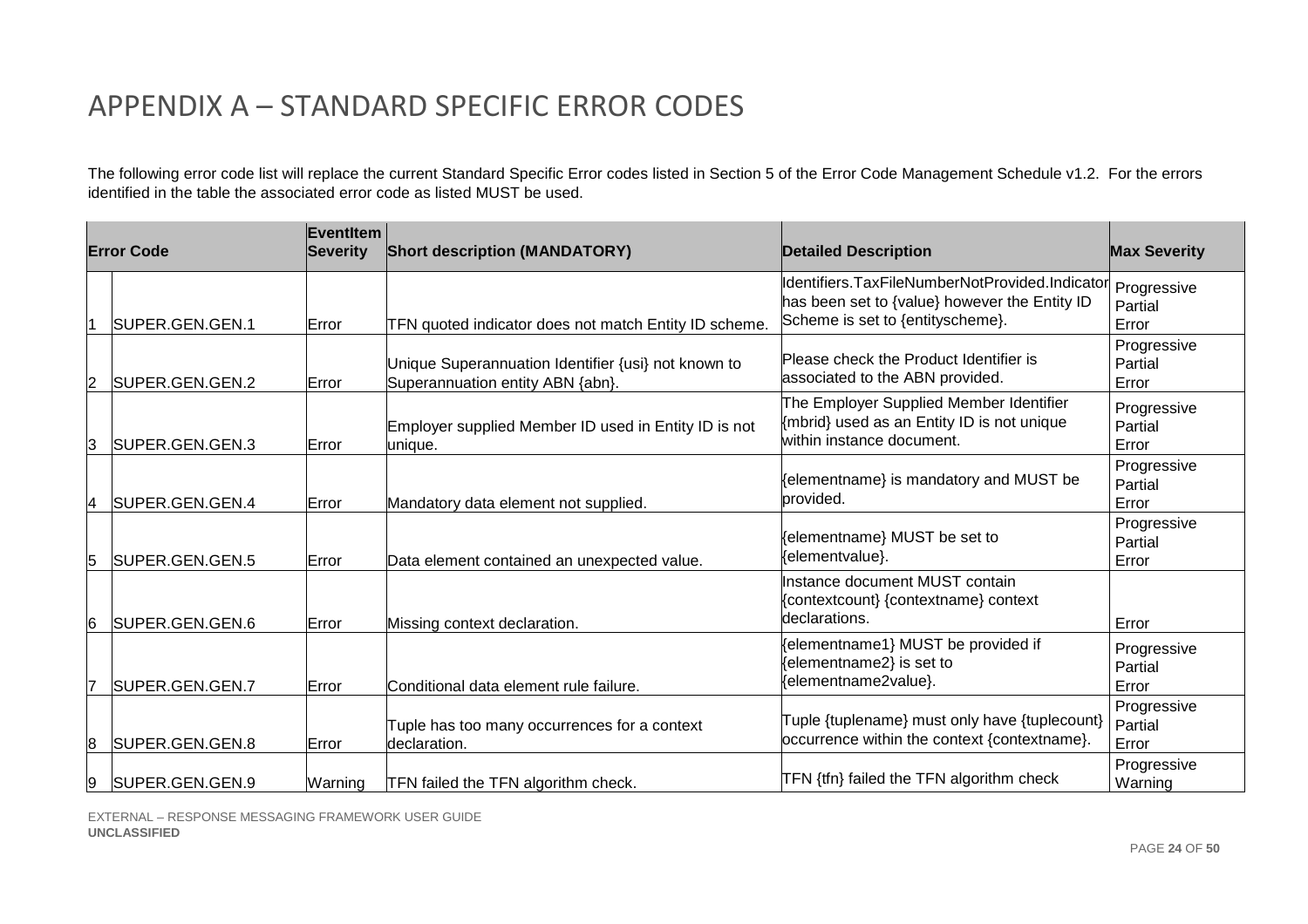# APPENDIX A – STANDARD SPECIFIC ERROR CODES

The following error code list will replace the current Standard Specific Error codes listed in Section 5 of the Error Code Management Schedule v1.2. For the errors identified in the table the associated error code as listed MUST be used.

| Error Code | | EventItem Severity | Short description (MANDATORY) | Detailed Description | Max Severity |
|---|---|---|---|---|---|
| 1 | SUPER.GEN.GEN.1 | Error | TFN quoted indicator does not match Entity ID scheme. | Identifiers.TaxFileNumberNotProvided.Indicator has been set to {value} however the Entity ID Scheme is set to {entityscheme}. | Progressive Partial Error |
| 2 | SUPER.GEN.GEN.2 | Error | Unique Superannuation Identifier {usi} not known to Superannuation entity ABN {abn}. | Please check the Product Identifier is associated to the ABN provided. | Progressive Partial Error |
| 3 | SUPER.GEN.GEN.3 | Error | Employer supplied Member ID used in Entity ID is not unique. | The Employer Supplied Member Identifier {mbrid} used as an Entity ID is not unique within instance document. | Progressive Partial Error |
| 4 | SUPER.GEN.GEN.4 | Error | Mandatory data element not supplied. | {elementname} is mandatory and MUST be provided. | Progressive Partial Error |
| 5 | SUPER.GEN.GEN.5 | Error | Data element contained an unexpected value. | {elementname} MUST be set to {elementvalue}. | Progressive Partial Error |
| 6 | SUPER.GEN.GEN.6 | Error | Missing context declaration. | Instance document MUST contain {contextcount} {contextname} context declarations. | Error |
| 7 | SUPER.GEN.GEN.7 | Error | Conditional data element rule failure. | {elementname1} MUST be provided if {elementname2} is set to {elementname2value}. | Progressive Partial Error |
| 8 | SUPER.GEN.GEN.8 | Error | Tuple has too many occurrences for a context declaration. | Tuple {tuplename} must only have {tuplecount} occurrence within the context {contextname}. | Progressive Partial Error |
| 9 | SUPER.GEN.GEN.9 | Warning | TFN failed the TFN algorithm check. | TFN {tfn} failed the TFN algorithm check | Progressive Warning |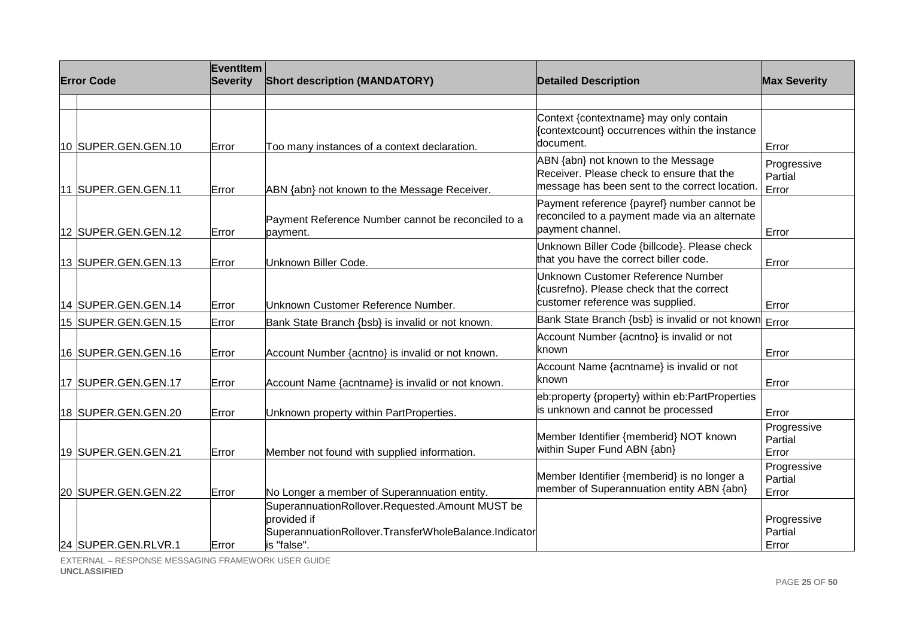| | Error Code | EventItem Severity | Short description (MANDATORY) | Detailed Description | Max Severity |
|---|---|---|---|---|---|
| | | | | | |
| 10 | SUPER.GEN.GEN.10 | Error | Too many instances of a context declaration. | Context {contextname} may only contain {contextcount} occurrences within the instance document. | Error |
| 11 | SUPER.GEN.GEN.11 | Error | ABN {abn} not known to the Message Receiver. | ABN {abn} not known to the Message Receiver. Please check to ensure that the message has been sent to the correct location. | Progressive Partial Error |
| 12 | SUPER.GEN.GEN.12 | Error | Payment Reference Number cannot be reconciled to a payment. | Payment reference {payref} number cannot be reconciled to a payment made via an alternate payment channel. | Error |
| 13 | SUPER.GEN.GEN.13 | Error | Unknown Biller Code. | Unknown Biller Code {billcode}. Please check that you have the correct biller code. | Error |
| 14 | SUPER.GEN.GEN.14 | Error | Unknown Customer Reference Number. | Unknown Customer Reference Number {cusrefno}. Please check that the correct customer reference was supplied. | Error |
| 15 | SUPER.GEN.GEN.15 | Error | Bank State Branch {bsb} is invalid or not known. | Bank State Branch {bsb} is invalid or not known | Error |
| 16 | SUPER.GEN.GEN.16 | Error | Account Number {acntno} is invalid or not known. | Account Number {acntno} is invalid or not known | Error |
| 17 | SUPER.GEN.GEN.17 | Error | Account Name {acntname} is invalid or not known. | Account Name {acntname} is invalid or not known | Error |
| 18 | SUPER.GEN.GEN.20 | Error | Unknown property within PartProperties. | eb:property {property} within eb:PartProperties is unknown and cannot be processed | Error |
| 19 | SUPER.GEN.GEN.21 | Error | Member not found with supplied information. | Member Identifier {memberid} NOT known within Super Fund ABN {abn} | Progressive Partial Error |
| 20 | SUPER.GEN.GEN.22 | Error | No Longer a member of Superannuation entity. | Member Identifier {memberid} is no longer a member of Superannuation entity ABN {abn} | Progressive Partial Error |
| 24 | SUPER.GEN.RLVR.1 | Error | SuperannuationRollover.Requested.Amount MUST be provided if SuperannuationRollover.TransferWholeBalance.Indicator is "false". | | Progressive Partial Error |

EXTERNAL – RESPONSE MESSAGING FRAMEWORK USER GUIDE
**UNCLASSIFIED**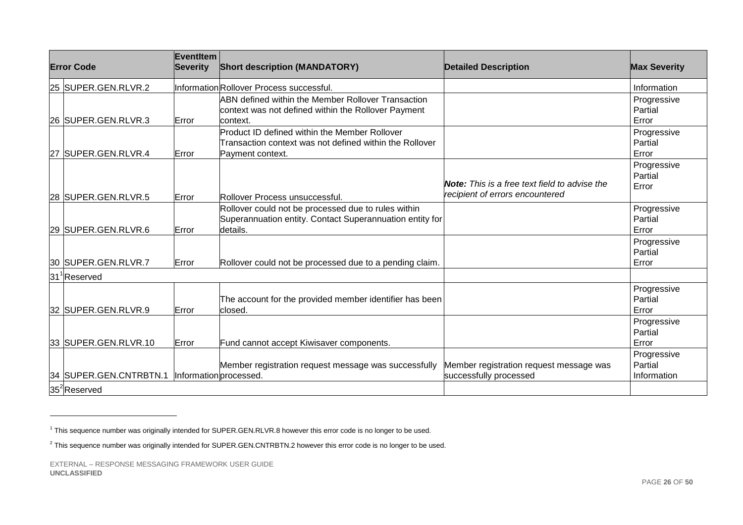| | Error Code | EventItem Severity | Short description (MANDATORY) | Detailed Description | Max Severity |
|---|---|---|---|---|---|
| 25 | SUPER.GEN.RLVR.2 | Information | Rollover Process successful. | | Information |
| 26 | SUPER.GEN.RLVR.3 | Error | ABN defined within the Member Rollover Transaction context was not defined within the Rollover Payment context. | | Progressive Partial Error |
| 27 | SUPER.GEN.RLVR.4 | Error | Product ID defined within the Member Rollover Transaction context was not defined within the Rollover Payment context. | | Progressive Partial Error |
| 28 | SUPER.GEN.RLVR.5 | Error | Rollover Process unsuccessful. | ***Note:*** *This is a free text field to advise the recipient of errors encountered* | Progressive Partial Error |
| 29 | SUPER.GEN.RLVR.6 | Error | Rollover could not be processed due to rules within Superannuation entity. Contact Superannuation entity for details. | | Progressive Partial Error |
| 30 | SUPER.GEN.RLVR.7 | Error | Rollover could not be processed due to a pending claim. | | Progressive Partial Error |
| 31[1] | Reserved | | | | |
| 32 | SUPER.GEN.RLVR.9 | Error | The account for the provided member identifier has been closed. | | Progressive Partial Error |
| 33 | SUPER.GEN.RLVR.10 | Error | Fund cannot accept Kiwisaver components. | | Progressive Partial Error |
| 34 | SUPER.GEN.CNTRBTN.1 | Information | Member registration request message was successfully processed. | Member registration request message was successfully processed | Progressive Partial Information |
| 35[2] | Reserved | | | | |

[1] This sequence number was originally intended for SUPER.GEN.RLVR.8 however this error code is no longer to be used.

[2] This sequence number was originally intended for SUPER.GEN.CNTRBTN.2 however this error code is no longer to be used.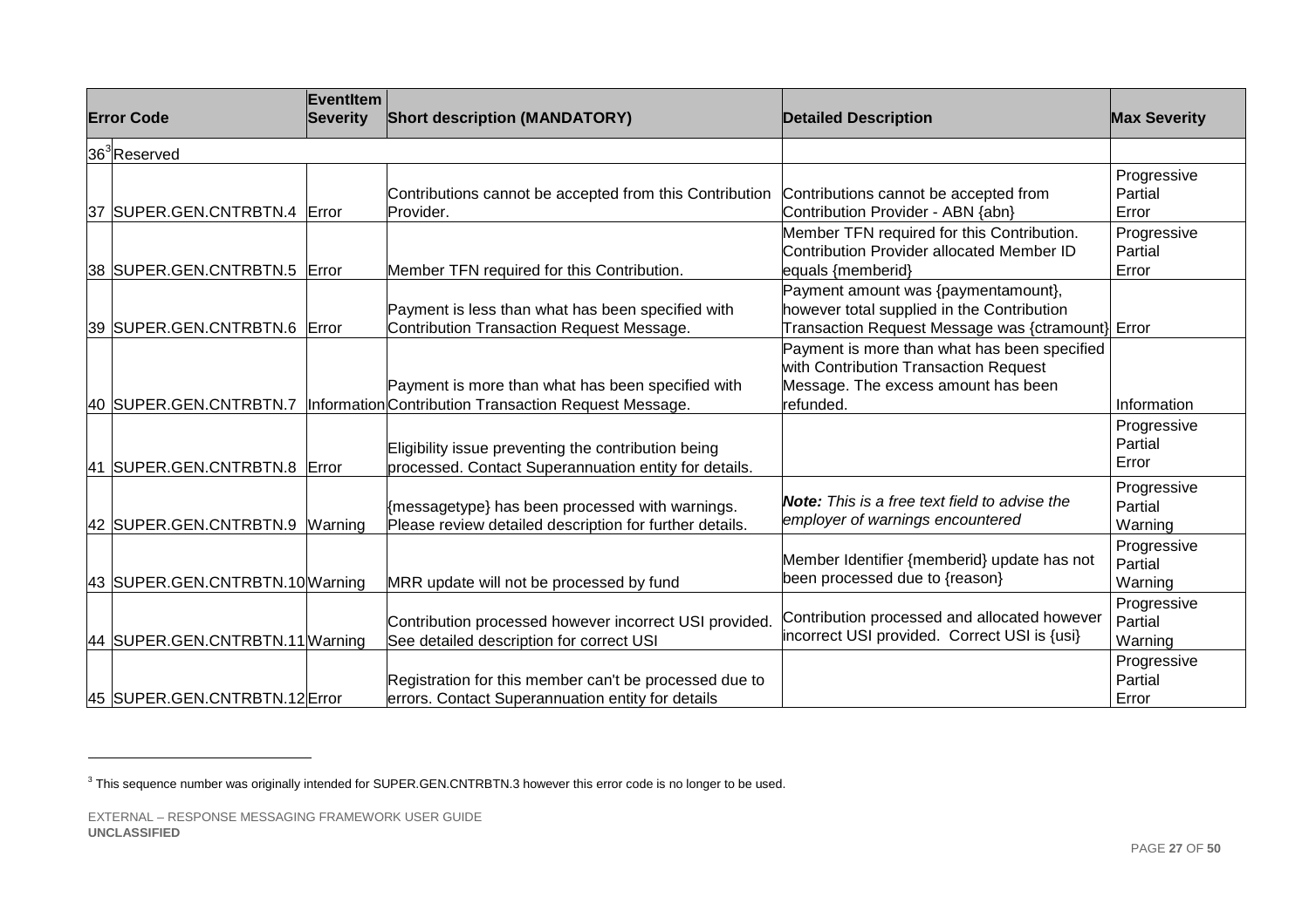| | Error Code | EventItem Severity | Short description (MANDATORY) | Detailed Description | Max Severity |
|---|---|---|---|---|---|
| 36[3] | Reserved | | | | |
| 37 | SUPER.GEN.CNTRBTN.4 | Error | Contributions cannot be accepted from this Contribution Provider. | Contributions cannot be accepted from Contribution Provider - ABN {abn} | Progressive Partial Error |
| 38 | SUPER.GEN.CNTRBTN.5 | Error | Member TFN required for this Contribution. | Member TFN required for this Contribution. Contribution Provider allocated Member ID equals {memberid} | Progressive Partial Error |
| 39 | SUPER.GEN.CNTRBTN.6 | Error | Payment is less than what has been specified with Contribution Transaction Request Message. | Payment amount was {paymentamount}, however total supplied in the Contribution Transaction Request Message was {ctramount} | Error |
| 40 | SUPER.GEN.CNTRBTN.7 | Information | Payment is more than what has been specified with Contribution Transaction Request Message. | Payment is more than what has been specified with Contribution Transaction Request Message. The excess amount has been refunded. | Information |
| 41 | SUPER.GEN.CNTRBTN.8 | Error | Eligibility issue preventing the contribution being processed. Contact Superannuation entity for details. | | Progressive Partial Error |
| 42 | SUPER.GEN.CNTRBTN.9 | Warning | {messagetype} has been processed with warnings. Please review detailed description for further details. | ***Note:*** *This is a free text field to advise the employer of warnings encountered* | Progressive Partial Warning |
| 43 | SUPER.GEN.CNTRBTN.10 | Warning | MRR update will not be processed by fund | Member Identifier {memberid} update has not been processed due to {reason} | Progressive Partial Warning |
| 44 | SUPER.GEN.CNTRBTN.11 | Warning | Contribution processed however incorrect USI provided. See detailed description for correct USI | Contribution processed and allocated however incorrect USI provided. Correct USI is {usi} | Progressive Partial Warning |
| 45 | SUPER.GEN.CNTRBTN.12 | Error | Registration for this member can't be processed due to errors. Contact Superannuation entity for details | | Progressive Partial Error |

[3] This sequence number was originally intended for SUPER.GEN.CNTRBTN.3 however this error code is no longer to be used.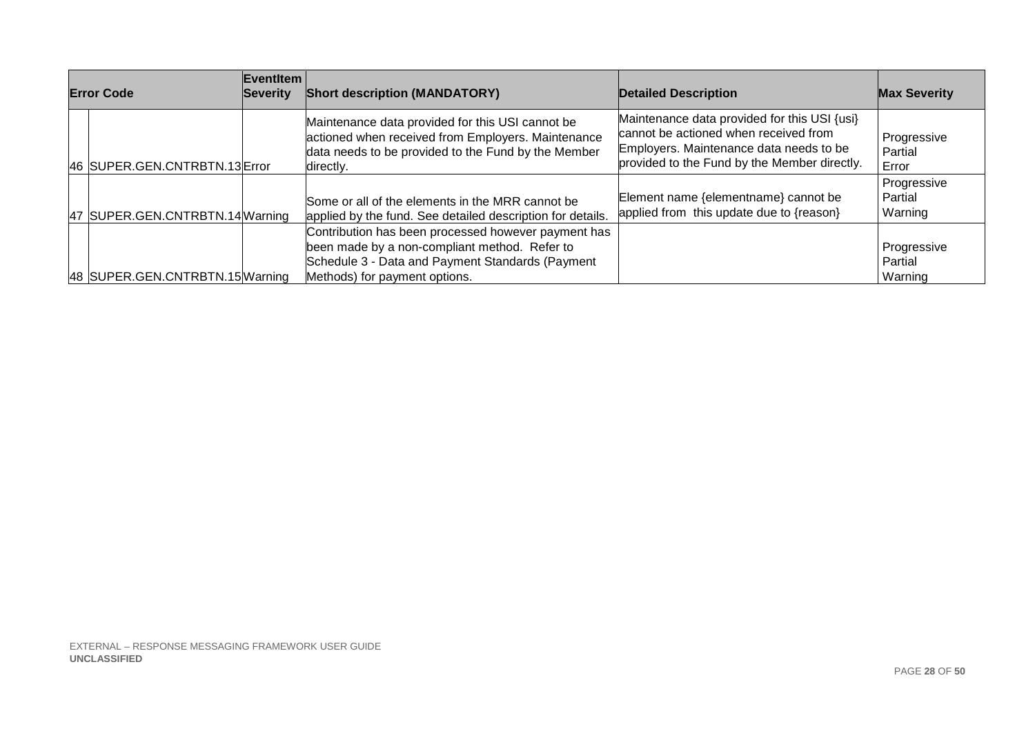| | Error Code | EventItem Severity | Short description (MANDATORY) | Detailed Description | Max Severity |
|---|---|---|---|---|---|
| 46 | SUPER.GEN.CNTRBTN.13 | Error | Maintenance data provided for this USI cannot be actioned when received from Employers. Maintenance data needs to be provided to the Fund by the Member directly. | Maintenance data provided for this USI {usi} cannot be actioned when received from Employers. Maintenance data needs to be provided to the Fund by the Member directly. | Progressive Partial Error |
| 47 | SUPER.GEN.CNTRBTN.14 | Warning | Some or all of the elements in the MRR cannot be applied by the fund. See detailed description for details. | Element name {elementname} cannot be applied from this update due to {reason} | Progressive Partial Warning |
| 48 | SUPER.GEN.CNTRBTN.15 | Warning | Contribution has been processed however payment has been made by a non-compliant method. Refer to Schedule 3 - Data and Payment Standards (Payment Methods) for payment options. | | Progressive Partial Warning |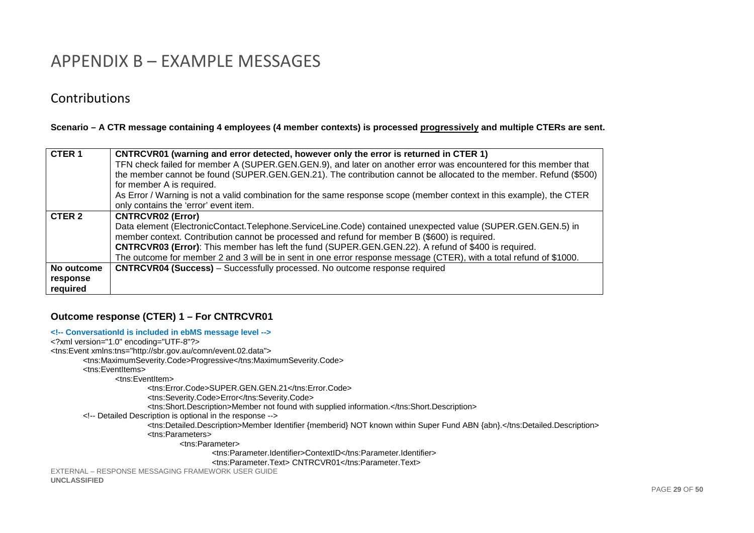# APPENDIX B – EXAMPLE MESSAGES

## Contributions

**Scenario – A CTR message containing 4 employees (4 member contexts) is processed progressively and multiple CTERs are sent.**

| | |
|---|---|
| **CTER 1** | **CNTRCVR01 (warning and error detected, however only the error is returned in CTER 1)**<br>TFN check failed for member A (SUPER.GEN.GEN.9), and later on another error was encountered for this member that the member cannot be found (SUPER.GEN.GEN.21). The contribution cannot be allocated to the member. Refund ($500) for member A is required.<br>As Error / Warning is not a valid combination for the same response scope (member context in this example), the CTER only contains the 'error' event item. |
| **CTER 2** | **CNTRCVR02 (Error)**<br>Data element (ElectronicContact.Telephone.ServiceLine.Code) contained unexpected value (SUPER.GEN.GEN.5) in member context. Contribution cannot be processed and refund for member B ($600) is required.<br>**CNTRCVR03 (Error)**: This member has left the fund (SUPER.GEN.GEN.22). A refund of $400 is required.<br>The outcome for member 2 and 3 will be in sent in one error response message (CTER), with a total refund of $1000. |
| **No outcome response required** | **CNTRCVR04 (Success)** – Successfully processed. No outcome response required |

### Outcome response (CTER) 1 – For CNTRCVR01

```
<!-- ConversationId is included in ebMS message level -->
<?xml version="1.0" encoding="UTF-8"?>
<tns:Event xmlns:tns="http://sbr.gov.au/comn/event.02.data">
	<tns:MaximumSeverity.Code>Progressive</tns:MaximumSeverity.Code>
	<tns:EventItems>
		<tns:EventItem>
			<tns:Error.Code>SUPER.GEN.GEN.21</tns:Error.Code>
			<tns:Severity.Code>Error</tns:Severity.Code>
			<tns:Short.Description>Member not found with supplied information.</tns:Short.Description>
	<!-- Detailed Description is optional in the response -->
			<tns:Detailed.Description>Member Identifier {memberid} NOT known within Super Fund ABN {abn}.</tns:Detailed.Description>
			<tns:Parameters>
				<tns:Parameter>
					<tns:Parameter.Identifier>ContextID</tns:Parameter.Identifier>
					<tns:Parameter.Text> CNTRCVR01</tns:Parameter.Text>
```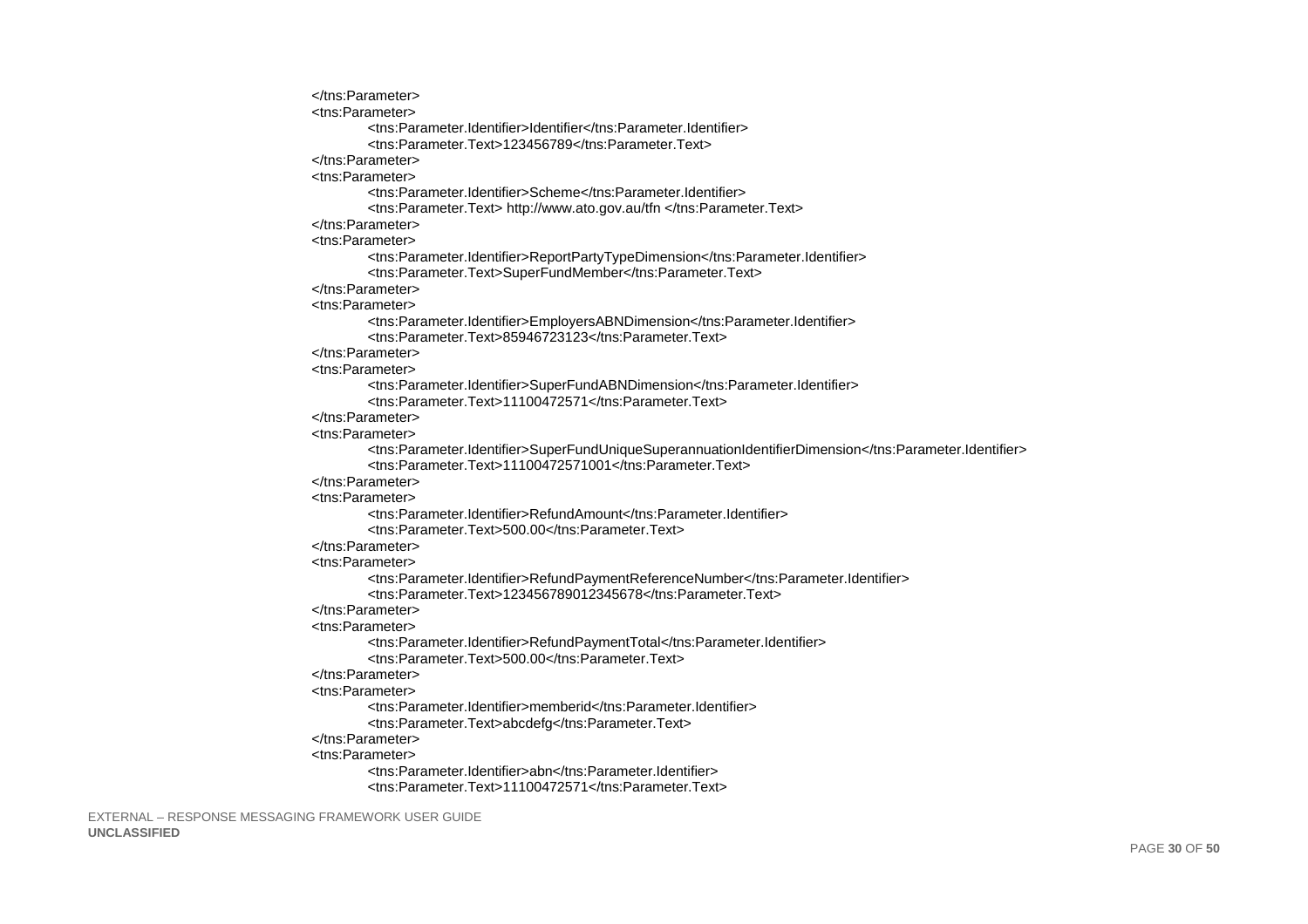```
</tns:Parameter>
<tns:Parameter>
	<tns:Parameter.Identifier>Identifier</tns:Parameter.Identifier>
	<tns:Parameter.Text>123456789</tns:Parameter.Text>
</tns:Parameter>
<tns:Parameter>
	<tns:Parameter.Identifier>Scheme</tns:Parameter.Identifier>
	<tns:Parameter.Text> http://www.ato.gov.au/tfn </tns:Parameter.Text>
</tns:Parameter>
<tns:Parameter>
	<tns:Parameter.Identifier>ReportPartyTypeDimension</tns:Parameter.Identifier>
	<tns:Parameter.Text>SuperFundMember</tns:Parameter.Text>
</tns:Parameter>
<tns:Parameter>
	<tns:Parameter.Identifier>EmployersABNDimension</tns:Parameter.Identifier>
	<tns:Parameter.Text>85946723123</tns:Parameter.Text>
</tns:Parameter>
<tns:Parameter>
	<tns:Parameter.Identifier>SuperFundABNDimension</tns:Parameter.Identifier>
	<tns:Parameter.Text>11100472571</tns:Parameter.Text>
</tns:Parameter>
<tns:Parameter>
	<tns:Parameter.Identifier>SuperFundUniqueSuperannuationIdentifierDimension</tns:Parameter.Identifier>
	<tns:Parameter.Text>11100472571001</tns:Parameter.Text>
</tns:Parameter>
<tns:Parameter>
	<tns:Parameter.Identifier>RefundAmount</tns:Parameter.Identifier>
	<tns:Parameter.Text>500.00</tns:Parameter.Text>
</tns:Parameter>
<tns:Parameter>
	<tns:Parameter.Identifier>RefundPaymentReferenceNumber</tns:Parameter.Identifier>
	<tns:Parameter.Text>123456789012345678</tns:Parameter.Text>
</tns:Parameter>
<tns:Parameter>
	<tns:Parameter.Identifier>RefundPaymentTotal</tns:Parameter.Identifier>
	<tns:Parameter.Text>500.00</tns:Parameter.Text>
</tns:Parameter>
<tns:Parameter>
	<tns:Parameter.Identifier>memberid</tns:Parameter.Identifier>
	<tns:Parameter.Text>abcdefg</tns:Parameter.Text>
</tns:Parameter>
<tns:Parameter>
	<tns:Parameter.Identifier>abn</tns:Parameter.Identifier>
	<tns:Parameter.Text>11100472571</tns:Parameter.Text>
```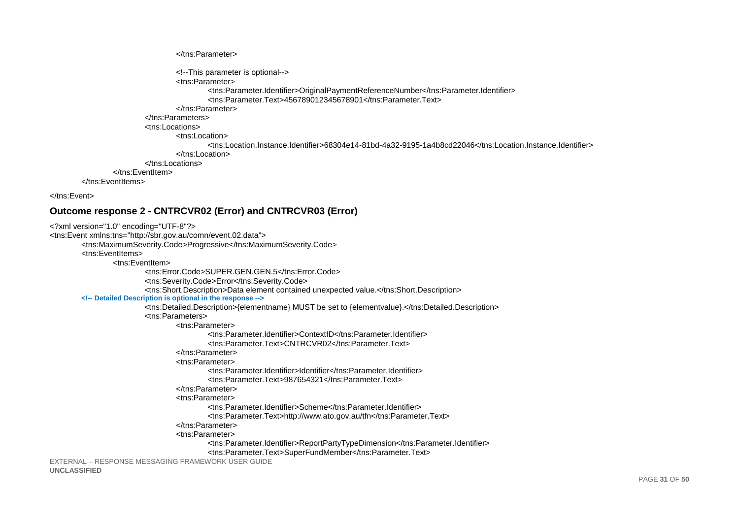```
					</tns:Parameter>

					<!--This parameter is optional-->
					<tns:Parameter>
						<tns:Parameter.Identifier>OriginalPaymentReferenceNumber</tns:Parameter.Identifier>
						<tns:Parameter.Text>456789012345678901</tns:Parameter.Text>
					</tns:Parameter>
				</tns:Parameters>
				<tns:Locations>
					<tns:Location>
						<tns:Location.Instance.Identifier>68304e14-81bd-4a32-9195-1a4b8cd22046</tns:Location.Instance.Identifier>
					</tns:Location>
				</tns:Locations>
			</tns:EventItem>
		</tns:EventItems>

</tns:Event>
```

### Outcome response 2 - CNTRCVR02 (Error) and CNTRCVR03 (Error)

```
<?xml version="1.0" encoding="UTF-8"?>
<tns:Event xmlns:tns="http://sbr.gov.au/comn/event.02.data">
	<tns:MaximumSeverity.Code>Progressive</tns:MaximumSeverity.Code>
	<tns:EventItems>
		<tns:EventItem>
			<tns:Error.Code>SUPER.GEN.GEN.5</tns:Error.Code>
			<tns:Severity.Code>Error</tns:Severity.Code>
			<tns:Short.Description>Data element contained unexpected value.</tns:Short.Description>
	<!-- Detailed Description is optional in the response -->
			<tns:Detailed.Description>{elementname} MUST be set to {elementvalue}.</tns:Detailed.Description>
			<tns:Parameters>
				<tns:Parameter>
					<tns:Parameter.Identifier>ContextID</tns:Parameter.Identifier>
					<tns:Parameter.Text>CNTRCVR02</tns:Parameter.Text>
				</tns:Parameter>
				<tns:Parameter>
					<tns:Parameter.Identifier>Identifier</tns:Parameter.Identifier>
					<tns:Parameter.Text>987654321</tns:Parameter.Text>
				</tns:Parameter>
				<tns:Parameter>
					<tns:Parameter.Identifier>Scheme</tns:Parameter.Identifier>
					<tns:Parameter.Text>http://www.ato.gov.au/tfn</tns:Parameter.Text>
				</tns:Parameter>
				<tns:Parameter>
					<tns:Parameter.Identifier>ReportPartyTypeDimension</tns:Parameter.Identifier>
					<tns:Parameter.Text>SuperFundMember</tns:Parameter.Text>
```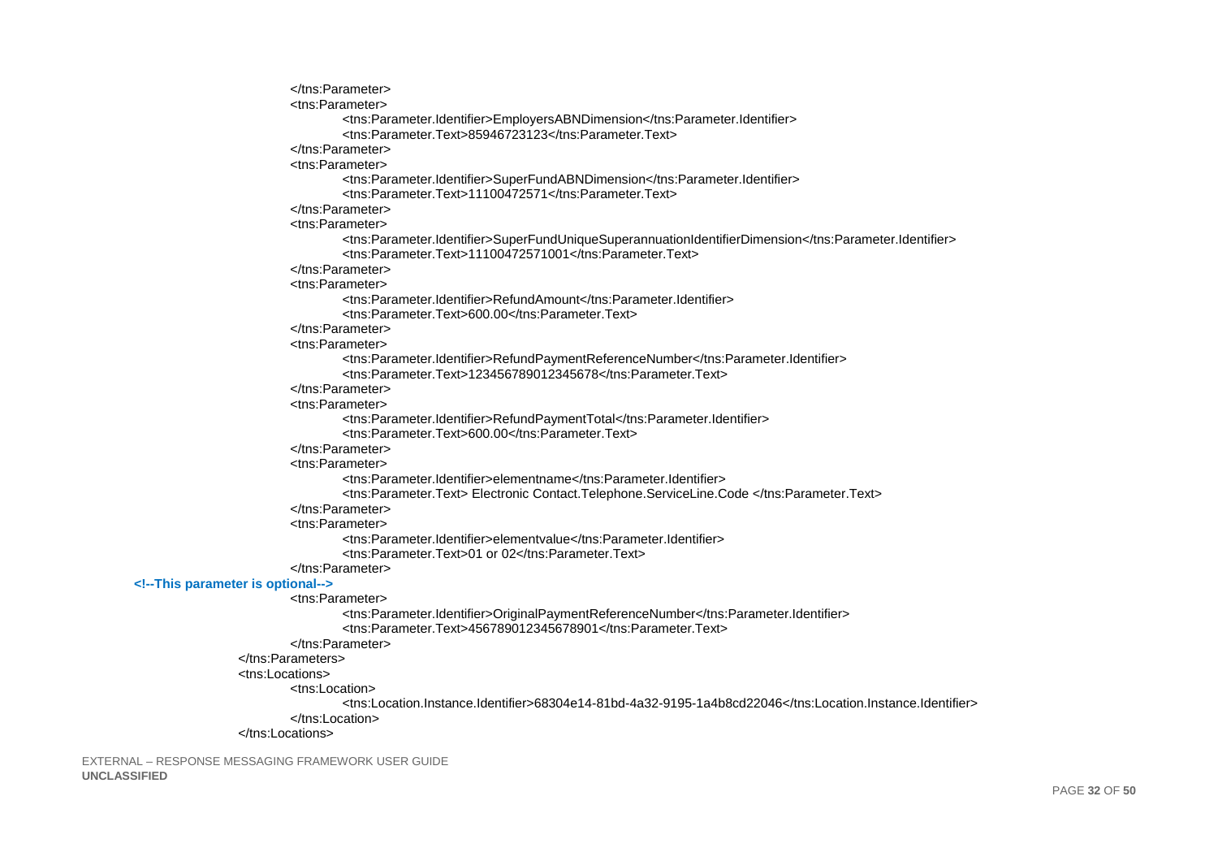```
                    </tns:Parameter>
                    <tns:Parameter>
                        <tns:Parameter.Identifier>EmployersABNDimension</tns:Parameter.Identifier>
                        <tns:Parameter.Text>85946723123</tns:Parameter.Text>
                    </tns:Parameter>
                    <tns:Parameter>
                        <tns:Parameter.Identifier>SuperFundABNDimension</tns:Parameter.Identifier>
                        <tns:Parameter.Text>11100472571</tns:Parameter.Text>
                    </tns:Parameter>
                    <tns:Parameter>
                        <tns:Parameter.Identifier>SuperFundUniqueSuperannuationIdentifierDimension</tns:Parameter.Identifier>
                        <tns:Parameter.Text>11100472571001</tns:Parameter.Text>
                    </tns:Parameter>
                    <tns:Parameter>
                        <tns:Parameter.Identifier>RefundAmount</tns:Parameter.Identifier>
                        <tns:Parameter.Text>600.00</tns:Parameter.Text>
                    </tns:Parameter>
                    <tns:Parameter>
                        <tns:Parameter.Identifier>RefundPaymentReferenceNumber</tns:Parameter.Identifier>
                        <tns:Parameter.Text>123456789012345678</tns:Parameter.Text>
                    </tns:Parameter>
                    <tns:Parameter>
                        <tns:Parameter.Identifier>RefundPaymentTotal</tns:Parameter.Identifier>
                        <tns:Parameter.Text>600.00</tns:Parameter.Text>
                    </tns:Parameter>
                    <tns:Parameter>
                        <tns:Parameter.Identifier>elementname</tns:Parameter.Identifier>
                        <tns:Parameter.Text> Electronic Contact.Telephone.ServiceLine.Code </tns:Parameter.Text>
                    </tns:Parameter>
                    <tns:Parameter>
                        <tns:Parameter.Identifier>elementvalue</tns:Parameter.Identifier>
                        <tns:Parameter.Text>01 or 02</tns:Parameter.Text>
                    </tns:Parameter>
<!--This parameter is optional-->
                    <tns:Parameter>
                        <tns:Parameter.Identifier>OriginalPaymentReferenceNumber</tns:Parameter.Identifier>
                        <tns:Parameter.Text>456789012345678901</tns:Parameter.Text>
                    </tns:Parameter>
                </tns:Parameters>
                <tns:Locations>
                    <tns:Location>
                        <tns:Location.Instance.Identifier>68304e14-81bd-4a32-9195-1a4b8cd22046</tns:Location.Instance.Identifier>
                    </tns:Location>
                </tns:Locations>
```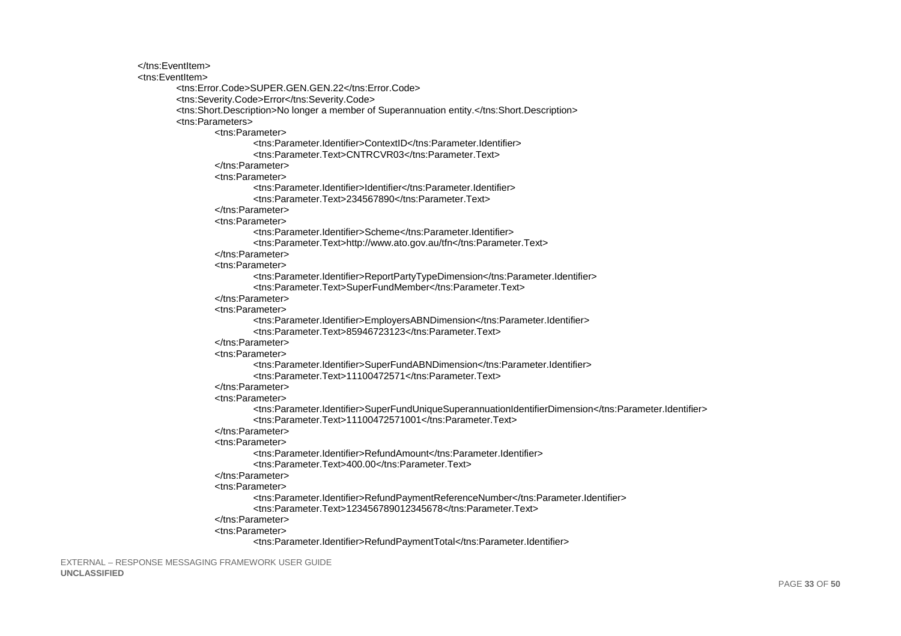```
</tns:EventItem>
<tns:EventItem>
	<tns:Error.Code>SUPER.GEN.GEN.22</tns:Error.Code>
	<tns:Severity.Code>Error</tns:Severity.Code>
	<tns:Short.Description>No longer a member of Superannuation entity.</tns:Short.Description>
	<tns:Parameters>
		<tns:Parameter>
			<tns:Parameter.Identifier>ContextID</tns:Parameter.Identifier>
			<tns:Parameter.Text>CNTRCVR03</tns:Parameter.Text>
		</tns:Parameter>
		<tns:Parameter>
			<tns:Parameter.Identifier>Identifier</tns:Parameter.Identifier>
			<tns:Parameter.Text>234567890</tns:Parameter.Text>
		</tns:Parameter>
		<tns:Parameter>
			<tns:Parameter.Identifier>Scheme</tns:Parameter.Identifier>
			<tns:Parameter.Text>http://www.ato.gov.au/tfn</tns:Parameter.Text>
		</tns:Parameter>
		<tns:Parameter>
			<tns:Parameter.Identifier>ReportPartyTypeDimension</tns:Parameter.Identifier>
			<tns:Parameter.Text>SuperFundMember</tns:Parameter.Text>
		</tns:Parameter>
		<tns:Parameter>
			<tns:Parameter.Identifier>EmployersABNDimension</tns:Parameter.Identifier>
			<tns:Parameter.Text>85946723123</tns:Parameter.Text>
		</tns:Parameter>
		<tns:Parameter>
			<tns:Parameter.Identifier>SuperFundABNDimension</tns:Parameter.Identifier>
			<tns:Parameter.Text>11100472571</tns:Parameter.Text>
		</tns:Parameter>
		<tns:Parameter>
			<tns:Parameter.Identifier>SuperFundUniqueSuperannuationIdentifierDimension</tns:Parameter.Identifier>
			<tns:Parameter.Text>11100472571001</tns:Parameter.Text>
		</tns:Parameter>
		<tns:Parameter>
			<tns:Parameter.Identifier>RefundAmount</tns:Parameter.Identifier>
			<tns:Parameter.Text>400.00</tns:Parameter.Text>
		</tns:Parameter>
		<tns:Parameter>
			<tns:Parameter.Identifier>RefundPaymentReferenceNumber</tns:Parameter.Identifier>
			<tns:Parameter.Text>123456789012345678</tns:Parameter.Text>
		</tns:Parameter>
		<tns:Parameter>
			<tns:Parameter.Identifier>RefundPaymentTotal</tns:Parameter.Identifier>
```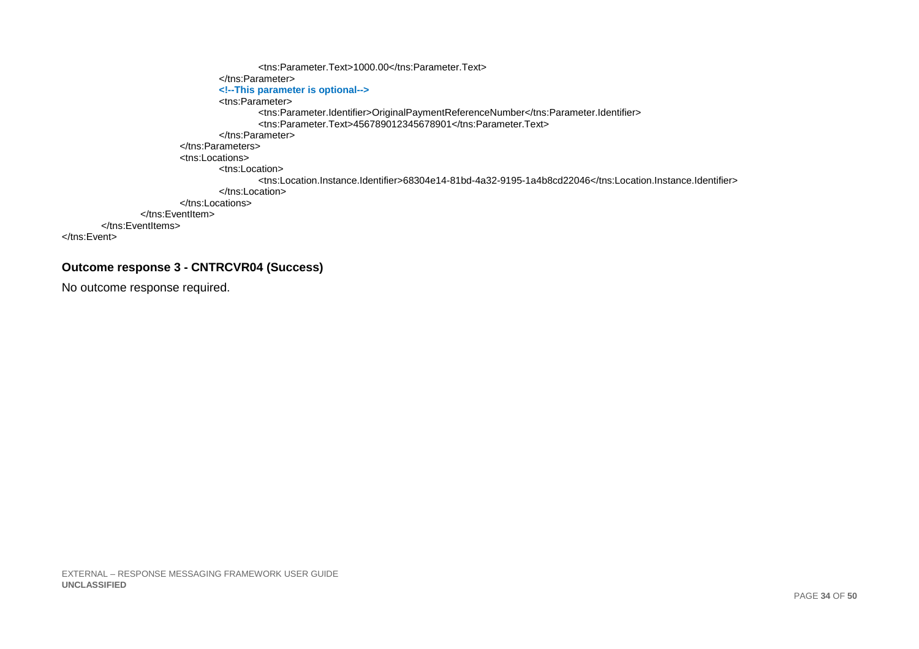```
                    <tns:Parameter.Text>1000.00</tns:Parameter.Text>
                </tns:Parameter>
                <!--This parameter is optional-->
                <tns:Parameter>
                    <tns:Parameter.Identifier>OriginalPaymentReferenceNumber</tns:Parameter.Identifier>
                    <tns:Parameter.Text>456789012345678901</tns:Parameter.Text>
                </tns:Parameter>
            </tns:Parameters>
            <tns:Locations>
                <tns:Location>
                    <tns:Location.Instance.Identifier>68304e14-81bd-4a32-9195-1a4b8cd22046</tns:Location.Instance.Identifier>
                </tns:Location>
            </tns:Locations>
        </tns:EventItem>
    </tns:EventItems>
</tns:Event>
```

**Outcome response 3 - CNTRCVR04 (Success)**

No outcome response required.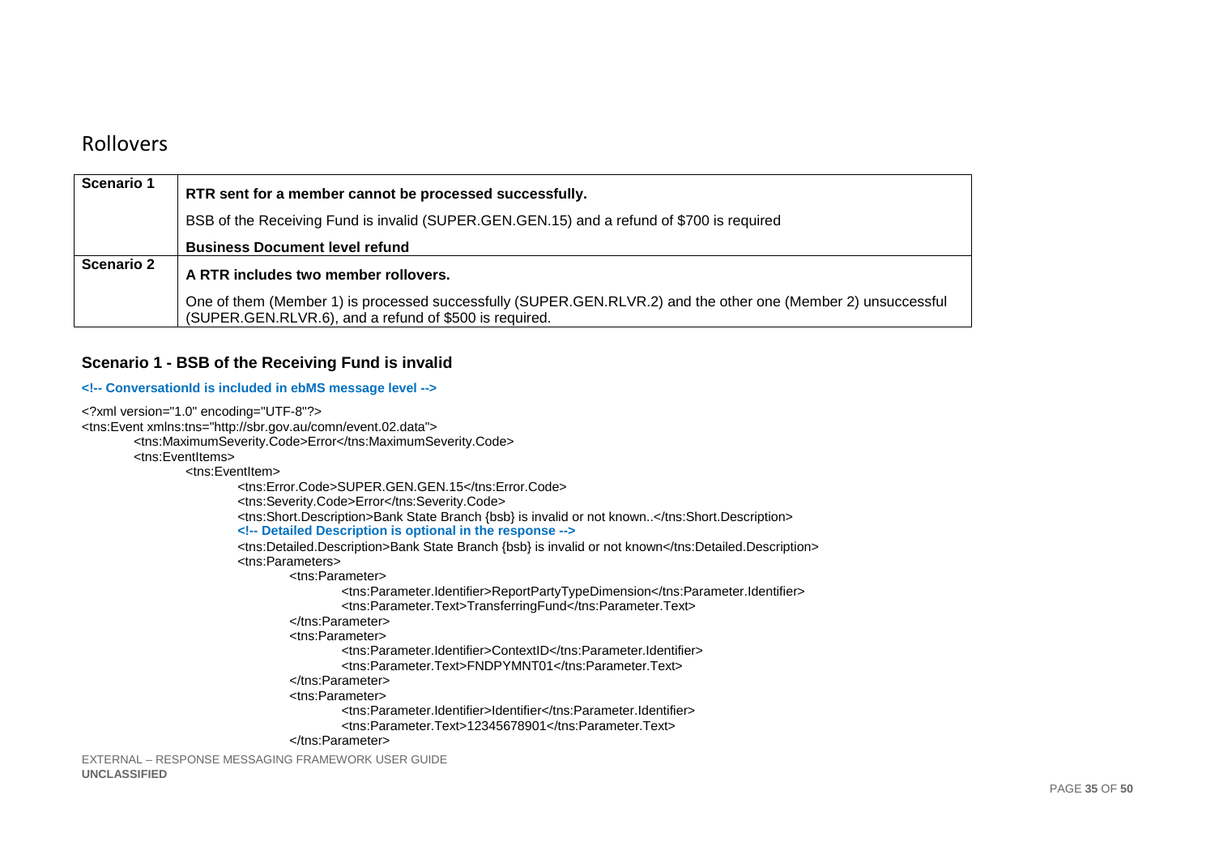## Rollovers

| Scenario 1 | **RTR sent for a member cannot be processed successfully.**<br>BSB of the Receiving Fund is invalid (SUPER.GEN.GEN.15) and a refund of $700 is required<br>**Business Document level refund** |
|---|---|
| **Scenario 2** | **A RTR includes two member rollovers.**<br>One of them (Member 1) is processed successfully (SUPER.GEN.RLVR.2) and the other one (Member 2) unsuccessful (SUPER.GEN.RLVR.6), and a refund of $500 is required. |

### Scenario 1 - BSB of the Receiving Fund is invalid

**<!-- ConversationId is included in ebMS message level -->**

```
<?xml version="1.0" encoding="UTF-8"?>
<tns:Event xmlns:tns="http://sbr.gov.au/comn/event.02.data">
	<tns:MaximumSeverity.Code>Error</tns:MaximumSeverity.Code>
	<tns:EventItems>
		<tns:EventItem>
			<tns:Error.Code>SUPER.GEN.GEN.15</tns:Error.Code>
			<tns:Severity.Code>Error</tns:Severity.Code>
			<tns:Short.Description>Bank State Branch {bsb} is invalid or not known..</tns:Short.Description>
			<!-- Detailed Description is optional in the response -->
			<tns:Detailed.Description>Bank State Branch {bsb} is invalid or not known</tns:Detailed.Description>
			<tns:Parameters>
				<tns:Parameter>
					<tns:Parameter.Identifier>ReportPartyTypeDimension</tns:Parameter.Identifier>
					<tns:Parameter.Text>TransferringFund</tns:Parameter.Text>
				</tns:Parameter>
				<tns:Parameter>
					<tns:Parameter.Identifier>ContextID</tns:Parameter.Identifier>
					<tns:Parameter.Text>FNDPYMNT01</tns:Parameter.Text>
				</tns:Parameter>
				<tns:Parameter>
					<tns:Parameter.Identifier>Identifier</tns:Parameter.Identifier>
					<tns:Parameter.Text>12345678901</tns:Parameter.Text>
				</tns:Parameter>
```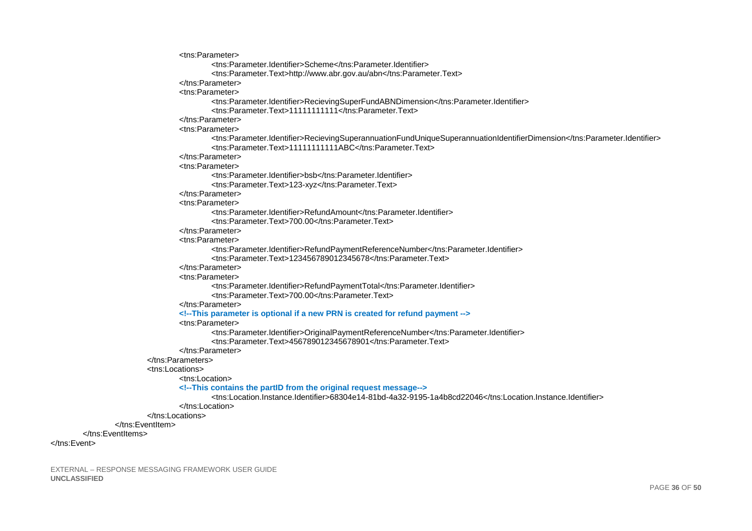```xml
                <tns:Parameter>
                    <tns:Parameter.Identifier>Scheme</tns:Parameter.Identifier>
                    <tns:Parameter.Text>http://www.abr.gov.au/abn</tns:Parameter.Text>
                </tns:Parameter>
                <tns:Parameter>
                    <tns:Parameter.Identifier>RecievingSuperFundABNDimension</tns:Parameter.Identifier>
                    <tns:Parameter.Text>11111111111</tns:Parameter.Text>
                </tns:Parameter>
                <tns:Parameter>
                    <tns:Parameter.Identifier>RecievingSuperannuationFundUniqueSuperannuationIdentifierDimension</tns:Parameter.Identifier>
                    <tns:Parameter.Text>11111111111ABC</tns:Parameter.Text>
                </tns:Parameter>
                <tns:Parameter>
                    <tns:Parameter.Identifier>bsb</tns:Parameter.Identifier>
                    <tns:Parameter.Text>123-xyz</tns:Parameter.Text>
                </tns:Parameter>
                <tns:Parameter>
                    <tns:Parameter.Identifier>RefundAmount</tns:Parameter.Identifier>
                    <tns:Parameter.Text>700.00</tns:Parameter.Text>
                </tns:Parameter>
                <tns:Parameter>
                    <tns:Parameter.Identifier>RefundPaymentReferenceNumber</tns:Parameter.Identifier>
                    <tns:Parameter.Text>123456789012345678</tns:Parameter.Text>
                </tns:Parameter>
                <tns:Parameter>
                    <tns:Parameter.Identifier>RefundPaymentTotal</tns:Parameter.Identifier>
                    <tns:Parameter.Text>700.00</tns:Parameter.Text>
                </tns:Parameter>
                <!--This parameter is optional if a new PRN is created for refund payment -->
                <tns:Parameter>
                    <tns:Parameter.Identifier>OriginalPaymentReferenceNumber</tns:Parameter.Identifier>
                    <tns:Parameter.Text>456789012345678901</tns:Parameter.Text>
                </tns:Parameter>
            </tns:Parameters>
            <tns:Locations>
                <tns:Location>
                <!--This contains the partID from the original request message-->
                    <tns:Location.Instance.Identifier>68304e14-81bd-4a32-9195-1a4b8cd22046</tns:Location.Instance.Identifier>
                </tns:Location>
            </tns:Locations>
        </tns:EventItem>
    </tns:EventItems>
</tns:Event>
```

EXTERNAL – RESPONSE MESSAGING FRAMEWORK USER GUIDE
**UNCLASSIFIED**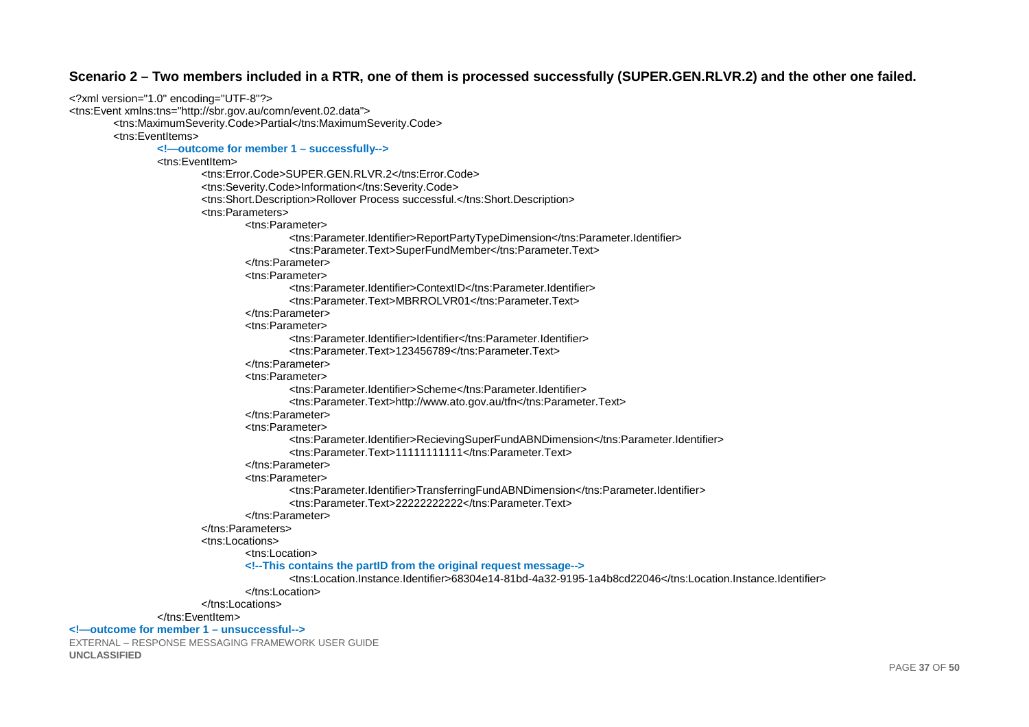### Scenario 2 – Two members included in a RTR, one of them is processed successfully (SUPER.GEN.RLVR.2) and the other one failed.

```xml
<?xml version="1.0" encoding="UTF-8"?>
<tns:Event xmlns:tns="http://sbr.gov.au/comn/event.02.data">
	<tns:MaximumSeverity.Code>Partial</tns:MaximumSeverity.Code>
	<tns:EventItems>
		<!—outcome for member 1 – successfully-->
		<tns:EventItem>
			<tns:Error.Code>SUPER.GEN.RLVR.2</tns:Error.Code>
			<tns:Severity.Code>Information</tns:Severity.Code>
			<tns:Short.Description>Rollover Process successful.</tns:Short.Description>
			<tns:Parameters>
				<tns:Parameter>
					<tns:Parameter.Identifier>ReportPartyTypeDimension</tns:Parameter.Identifier>
					<tns:Parameter.Text>SuperFundMember</tns:Parameter.Text>
				</tns:Parameter>
				<tns:Parameter>
					<tns:Parameter.Identifier>ContextID</tns:Parameter.Identifier>
					<tns:Parameter.Text>MBRROLVR01</tns:Parameter.Text>
				</tns:Parameter>
				<tns:Parameter>
					<tns:Parameter.Identifier>Identifier</tns:Parameter.Identifier>
					<tns:Parameter.Text>123456789</tns:Parameter.Text>
				</tns:Parameter>
				<tns:Parameter>
					<tns:Parameter.Identifier>Scheme</tns:Parameter.Identifier>
					<tns:Parameter.Text>http://www.ato.gov.au/tfn</tns:Parameter.Text>
				</tns:Parameter>
				<tns:Parameter>
					<tns:Parameter.Identifier>RecievingSuperFundABNDimension</tns:Parameter.Identifier>
					<tns:Parameter.Text>11111111111</tns:Parameter.Text>
				</tns:Parameter>
				<tns:Parameter>
					<tns:Parameter.Identifier>TransferringFundABNDimension</tns:Parameter.Identifier>
					<tns:Parameter.Text>22222222222</tns:Parameter.Text>
				</tns:Parameter>
			</tns:Parameters>
			<tns:Locations>
				<tns:Location>
				<!--This contains the partID from the original request message-->
					<tns:Location.Instance.Identifier>68304e14-81bd-4a32-9195-1a4b8cd22046</tns:Location.Instance.Identifier>
				</tns:Location>
			</tns:Locations>
		</tns:EventItem>
<!—outcome for member 1 – unsuccessful-->
```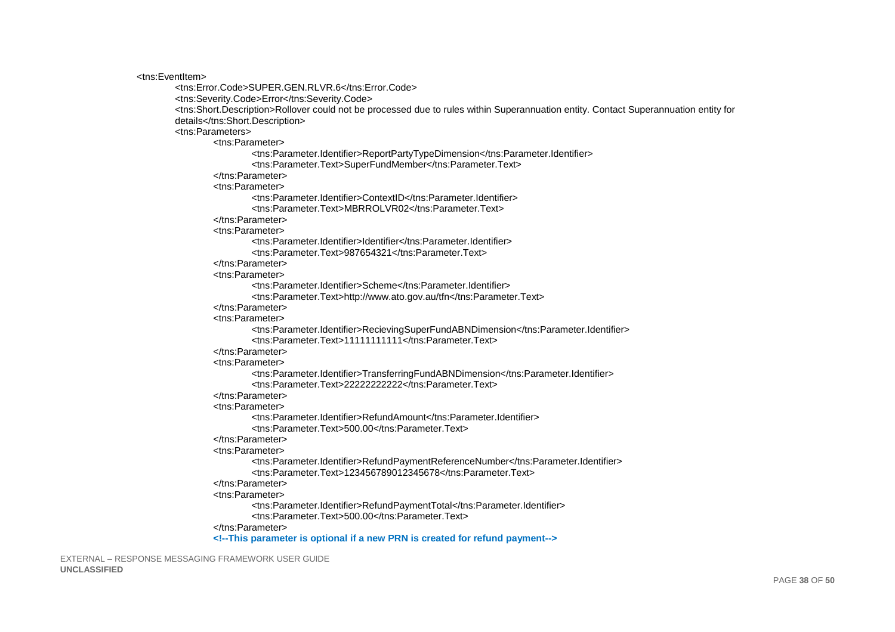```xml
<tns:EventItem>
	<tns:Error.Code>SUPER.GEN.RLVR.6</tns:Error.Code>
	<tns:Severity.Code>Error</tns:Severity.Code>
	<tns:Short.Description>Rollover could not be processed due to rules within Superannuation entity. Contact Superannuation entity for details</tns:Short.Description>
	<tns:Parameters>
		<tns:Parameter>
			<tns:Parameter.Identifier>ReportPartyTypeDimension</tns:Parameter.Identifier>
			<tns:Parameter.Text>SuperFundMember</tns:Parameter.Text>
		</tns:Parameter>
		<tns:Parameter>
			<tns:Parameter.Identifier>ContextID</tns:Parameter.Identifier>
			<tns:Parameter.Text>MBRROLVR02</tns:Parameter.Text>
		</tns:Parameter>
		<tns:Parameter>
			<tns:Parameter.Identifier>Identifier</tns:Parameter.Identifier>
			<tns:Parameter.Text>987654321</tns:Parameter.Text>
		</tns:Parameter>
		<tns:Parameter>
			<tns:Parameter.Identifier>Scheme</tns:Parameter.Identifier>
			<tns:Parameter.Text>http://www.ato.gov.au/tfn</tns:Parameter.Text>
		</tns:Parameter>
		<tns:Parameter>
			<tns:Parameter.Identifier>RecievingSuperFundABNDimension</tns:Parameter.Identifier>
			<tns:Parameter.Text>11111111111</tns:Parameter.Text>
		</tns:Parameter>
		<tns:Parameter>
			<tns:Parameter.Identifier>TransferringFundABNDimension</tns:Parameter.Identifier>
			<tns:Parameter.Text>22222222222</tns:Parameter.Text>
		</tns:Parameter>
		<tns:Parameter>
			<tns:Parameter.Identifier>RefundAmount</tns:Parameter.Identifier>
			<tns:Parameter.Text>500.00</tns:Parameter.Text>
		</tns:Parameter>
		<tns:Parameter>
			<tns:Parameter.Identifier>RefundPaymentReferenceNumber</tns:Parameter.Identifier>
			<tns:Parameter.Text>123456789012345678</tns:Parameter.Text>
		</tns:Parameter>
		<tns:Parameter>
			<tns:Parameter.Identifier>RefundPaymentTotal</tns:Parameter.Identifier>
			<tns:Parameter.Text>500.00</tns:Parameter.Text>
		</tns:Parameter>
		<!--This parameter is optional if a new PRN is created for refund payment-->
```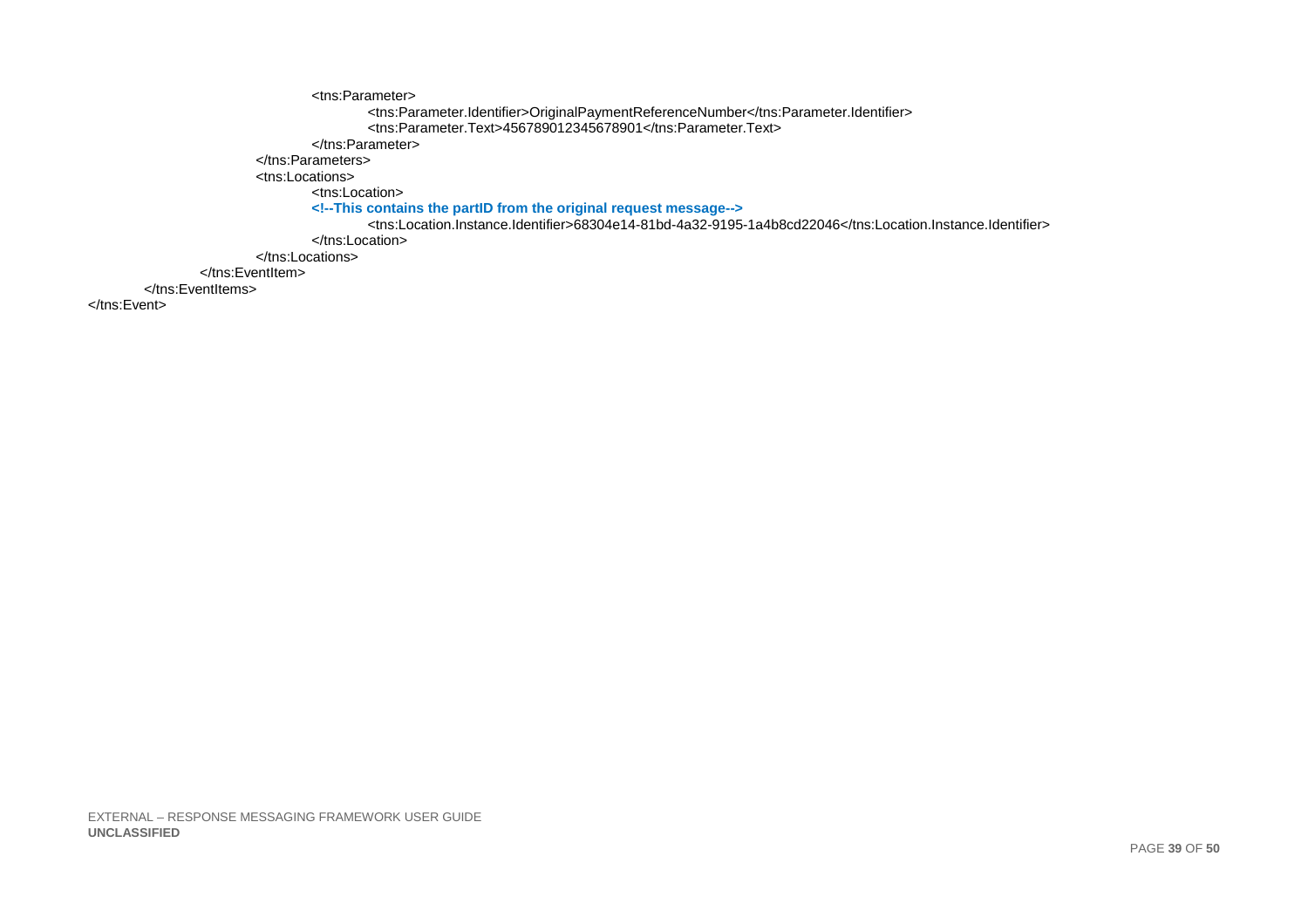```xml
					<tns:Parameter>
						<tns:Parameter.Identifier>OriginalPaymentReferenceNumber</tns:Parameter.Identifier>
						<tns:Parameter.Text>456789012345678901</tns:Parameter.Text>
					</tns:Parameter>
				</tns:Parameters>
				<tns:Locations>
					<tns:Location>
					<!--This contains the partID from the original request message-->
						<tns:Location.Instance.Identifier>68304e14-81bd-4a32-9195-1a4b8cd22046</tns:Location.Instance.Identifier>
					</tns:Location>
				</tns:Locations>
			</tns:EventItem>
		</tns:EventItems>
</tns:Event>
```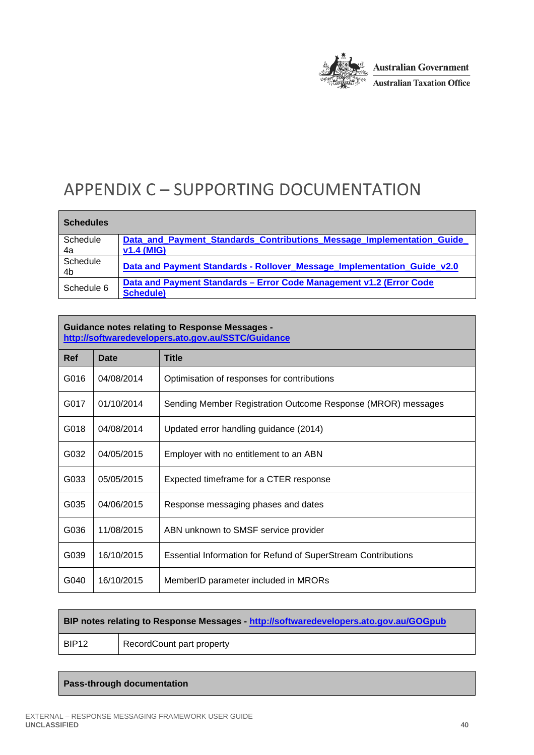# APPENDIX C – SUPPORTING DOCUMENTATION

| **Schedules** | |
|---|---|
| Schedule 4a | Data_and_Payment_Standards_Contributions_Message_Implementation_Guide_v1.4 (MIG) |
| Schedule 4b | Data and Payment Standards - Rollover_Message_Implementation_Guide_v2.0 |
| Schedule 6 | Data and Payment Standards – Error Code Management v1.2 (Error Code Schedule) |

| **Guidance notes relating to Response Messages - http://softwaredevelopers.ato.gov.au/SSTC/Guidance** | | |
|---|---|---|
| **Ref** | **Date** | **Title** |
| G016 | 04/08/2014 | Optimisation of responses for contributions |
| G017 | 01/10/2014 | Sending Member Registration Outcome Response (MROR) messages |
| G018 | 04/08/2014 | Updated error handling guidance (2014) |
| G032 | 04/05/2015 | Employer with no entitlement to an ABN |
| G033 | 05/05/2015 | Expected timeframe for a CTER response |
| G035 | 04/06/2015 | Response messaging phases and dates |
| G036 | 11/08/2015 | ABN unknown to SMSF service provider |
| G039 | 16/10/2015 | Essential Information for Refund of SuperStream Contributions |
| G040 | 16/10/2015 | MemberID parameter included in MRORs |

| **BIP notes relating to Response Messages - http://softwaredevelopers.ato.gov.au/GOGpub** | |
|---|---|
| BIP12 | RecordCount part property |

| **Pass-through documentation** |
|---|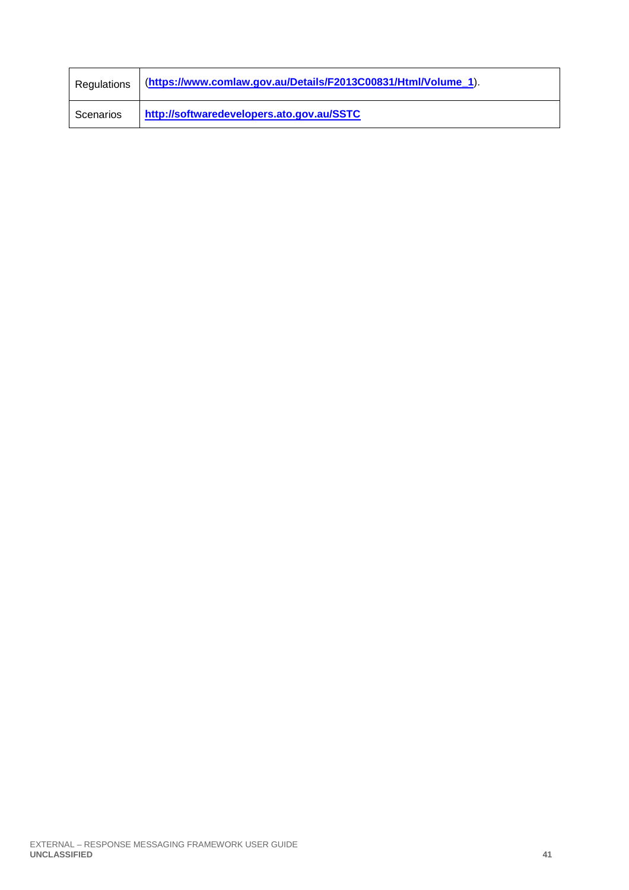| | |
|---|---|
| Regulations | (**https://www.comlaw.gov.au/Details/F2013C00831/Html/Volume_1**). |
| Scenarios | **http://softwaredevelopers.ato.gov.au/SSTC** |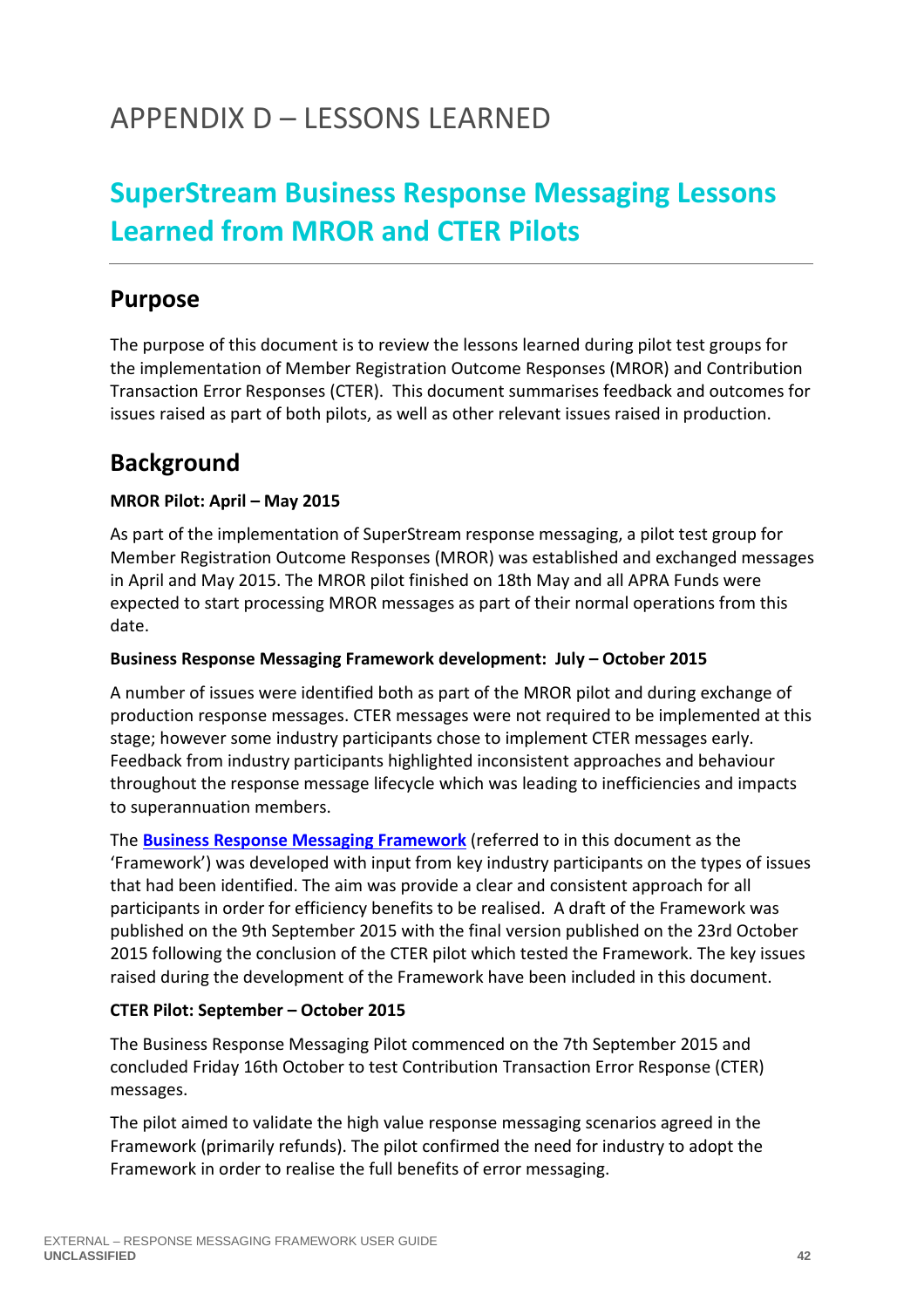# APPENDIX D – LESSONS LEARNED

## SuperStream Business Response Messaging Lessons Learned from MROR and CTER Pilots

### Purpose

The purpose of this document is to review the lessons learned during pilot test groups for the implementation of Member Registration Outcome Responses (MROR) and Contribution Transaction Error Responses (CTER). This document summarises feedback and outcomes for issues raised as part of both pilots, as well as other relevant issues raised in production.

### Background

**MROR Pilot: April – May 2015**

As part of the implementation of SuperStream response messaging, a pilot test group for Member Registration Outcome Responses (MROR) was established and exchanged messages in April and May 2015. The MROR pilot finished on 18th May and all APRA Funds were expected to start processing MROR messages as part of their normal operations from this date.

**Business Response Messaging Framework development: July – October 2015**

A number of issues were identified both as part of the MROR pilot and during exchange of production response messages. CTER messages were not required to be implemented at this stage; however some industry participants chose to implement CTER messages early. Feedback from industry participants highlighted inconsistent approaches and behaviour throughout the response message lifecycle which was leading to inefficiencies and impacts to superannuation members.

The **Business Response Messaging Framework** (referred to in this document as the 'Framework') was developed with input from key industry participants on the types of issues that had been identified. The aim was provide a clear and consistent approach for all participants in order for efficiency benefits to be realised. A draft of the Framework was published on the 9th September 2015 with the final version published on the 23rd October 2015 following the conclusion of the CTER pilot which tested the Framework. The key issues raised during the development of the Framework have been included in this document.

**CTER Pilot: September – October 2015**

The Business Response Messaging Pilot commenced on the 7th September 2015 and concluded Friday 16th October to test Contribution Transaction Error Response (CTER) messages.

The pilot aimed to validate the high value response messaging scenarios agreed in the Framework (primarily refunds). The pilot confirmed the need for industry to adopt the Framework in order to realise the full benefits of error messaging.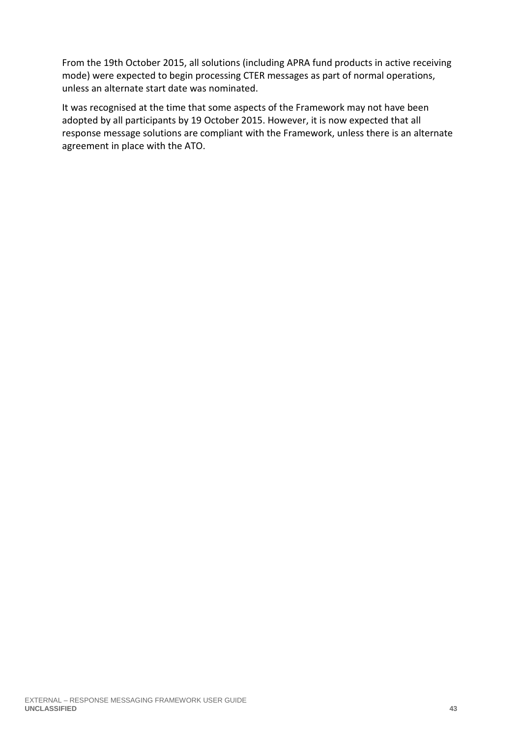From the 19th October 2015, all solutions (including APRA fund products in active receiving mode) were expected to begin processing CTER messages as part of normal operations, unless an alternate start date was nominated.

It was recognised at the time that some aspects of the Framework may not have been adopted by all participants by 19 October 2015. However, it is now expected that all response message solutions are compliant with the Framework, unless there is an alternate agreement in place with the ATO.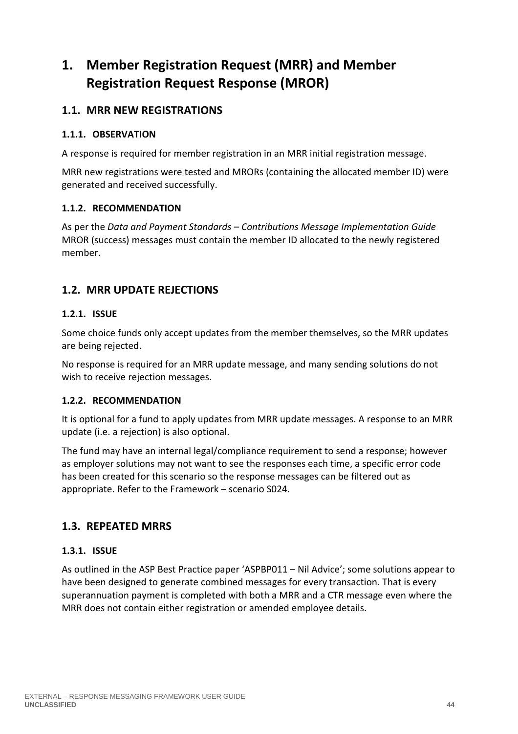# 1. Member Registration Request (MRR) and Member Registration Request Response (MROR)

## 1.1. MRR NEW REGISTRATIONS

### 1.1.1. OBSERVATION

A response is required for member registration in an MRR initial registration message.

MRR new registrations were tested and MRORs (containing the allocated member ID) were generated and received successfully.

### 1.1.2. RECOMMENDATION

As per the *Data and Payment Standards – Contributions Message Implementation Guide* MROR (success) messages must contain the member ID allocated to the newly registered member.

## 1.2. MRR UPDATE REJECTIONS

### 1.2.1. ISSUE

Some choice funds only accept updates from the member themselves, so the MRR updates are being rejected.

No response is required for an MRR update message, and many sending solutions do not wish to receive rejection messages.

### 1.2.2. RECOMMENDATION

It is optional for a fund to apply updates from MRR update messages. A response to an MRR update (i.e. a rejection) is also optional.

The fund may have an internal legal/compliance requirement to send a response; however as employer solutions may not want to see the responses each time, a specific error code has been created for this scenario so the response messages can be filtered out as appropriate. Refer to the Framework – scenario S024.

## 1.3. REPEATED MRRS

### 1.3.1. ISSUE

As outlined in the ASP Best Practice paper 'ASPBP011 – Nil Advice'; some solutions appear to have been designed to generate combined messages for every transaction. That is every superannuation payment is completed with both a MRR and a CTR message even where the MRR does not contain either registration or amended employee details.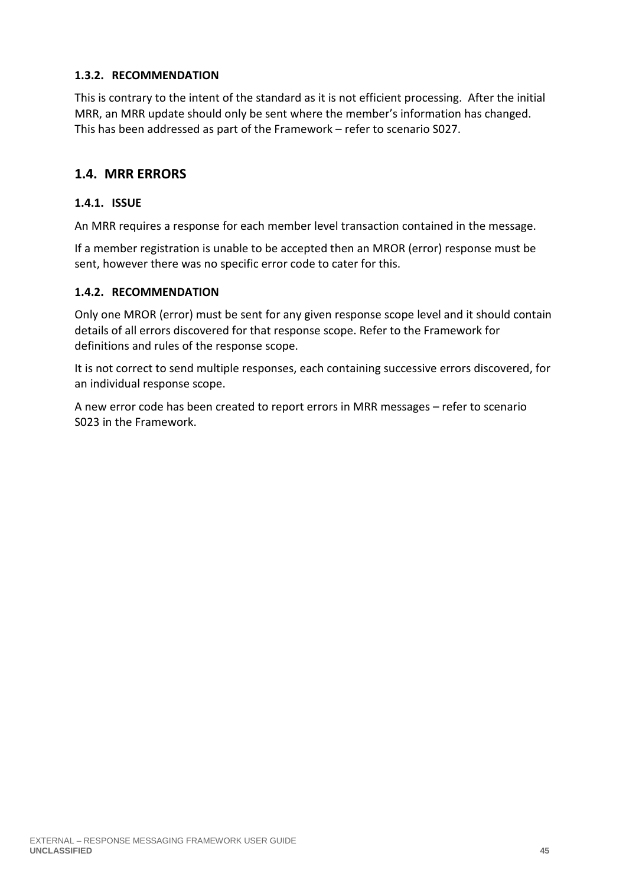### 1.3.2. RECOMMENDATION

This is contrary to the intent of the standard as it is not efficient processing. After the initial MRR, an MRR update should only be sent where the member's information has changed. This has been addressed as part of the Framework – refer to scenario S027.

## 1.4. MRR ERRORS

### 1.4.1. ISSUE

An MRR requires a response for each member level transaction contained in the message.

If a member registration is unable to be accepted then an MROR (error) response must be sent, however there was no specific error code to cater for this.

### 1.4.2. RECOMMENDATION

Only one MROR (error) must be sent for any given response scope level and it should contain details of all errors discovered for that response scope. Refer to the Framework for definitions and rules of the response scope.

It is not correct to send multiple responses, each containing successive errors discovered, for an individual response scope.

A new error code has been created to report errors in MRR messages – refer to scenario S023 in the Framework.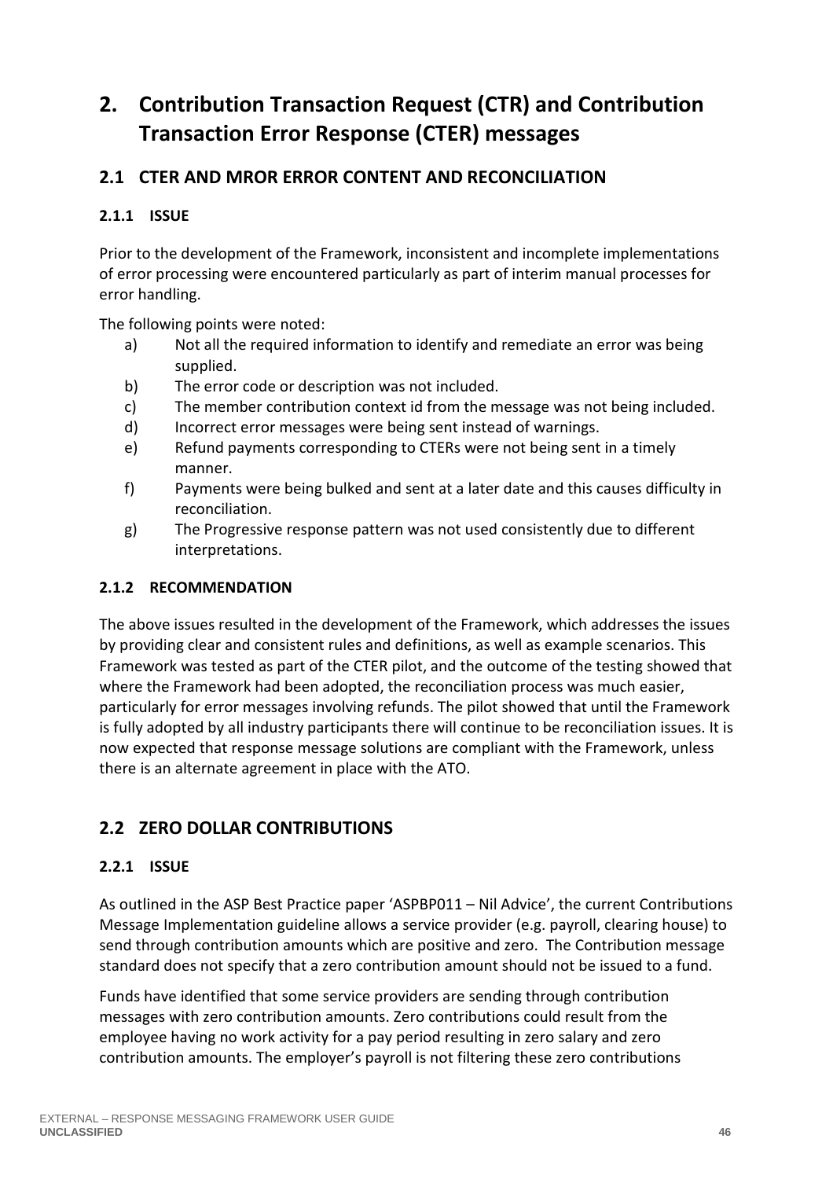# 2. Contribution Transaction Request (CTR) and Contribution Transaction Error Response (CTER) messages

## 2.1 CTER AND MROR ERROR CONTENT AND RECONCILIATION

### 2.1.1 ISSUE

Prior to the development of the Framework, inconsistent and incomplete implementations of error processing were encountered particularly as part of interim manual processes for error handling.

The following points were noted:

a) Not all the required information to identify and remediate an error was being supplied.
b) The error code or description was not included.
c) The member contribution context id from the message was not being included.
d) Incorrect error messages were being sent instead of warnings.
e) Refund payments corresponding to CTERs were not being sent in a timely manner.
f) Payments were being bulked and sent at a later date and this causes difficulty in reconciliation.
g) The Progressive response pattern was not used consistently due to different interpretations.

### 2.1.2 RECOMMENDATION

The above issues resulted in the development of the Framework, which addresses the issues by providing clear and consistent rules and definitions, as well as example scenarios. This Framework was tested as part of the CTER pilot, and the outcome of the testing showed that where the Framework had been adopted, the reconciliation process was much easier, particularly for error messages involving refunds. The pilot showed that until the Framework is fully adopted by all industry participants there will continue to be reconciliation issues. It is now expected that response message solutions are compliant with the Framework, unless there is an alternate agreement in place with the ATO.

## 2.2 ZERO DOLLAR CONTRIBUTIONS

### 2.2.1 ISSUE

As outlined in the ASP Best Practice paper 'ASPBP011 – Nil Advice', the current Contributions Message Implementation guideline allows a service provider (e.g. payroll, clearing house) to send through contribution amounts which are positive and zero. The Contribution message standard does not specify that a zero contribution amount should not be issued to a fund.

Funds have identified that some service providers are sending through contribution messages with zero contribution amounts. Zero contributions could result from the employee having no work activity for a pay period resulting in zero salary and zero contribution amounts. The employer's payroll is not filtering these zero contributions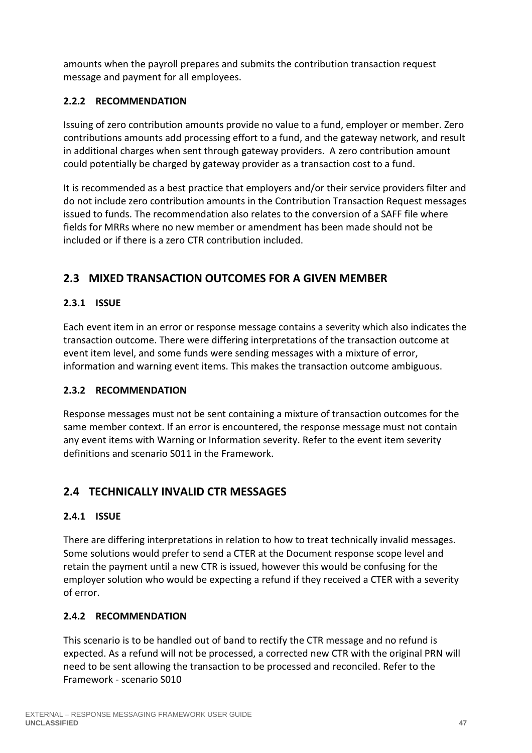amounts when the payroll prepares and submits the contribution transaction request message and payment for all employees.

### 2.2.2 RECOMMENDATION

Issuing of zero contribution amounts provide no value to a fund, employer or member. Zero contributions amounts add processing effort to a fund, and the gateway network, and result in additional charges when sent through gateway providers. A zero contribution amount could potentially be charged by gateway provider as a transaction cost to a fund.

It is recommended as a best practice that employers and/or their service providers filter and do not include zero contribution amounts in the Contribution Transaction Request messages issued to funds. The recommendation also relates to the conversion of a SAFF file where fields for MRRs where no new member or amendment has been made should not be included or if there is a zero CTR contribution included.

## 2.3 MIXED TRANSACTION OUTCOMES FOR A GIVEN MEMBER

### 2.3.1 ISSUE

Each event item in an error or response message contains a severity which also indicates the transaction outcome. There were differing interpretations of the transaction outcome at event item level, and some funds were sending messages with a mixture of error, information and warning event items. This makes the transaction outcome ambiguous.

### 2.3.2 RECOMMENDATION

Response messages must not be sent containing a mixture of transaction outcomes for the same member context. If an error is encountered, the response message must not contain any event items with Warning or Information severity. Refer to the event item severity definitions and scenario S011 in the Framework.

## 2.4 TECHNICALLY INVALID CTR MESSAGES

### 2.4.1 ISSUE

There are differing interpretations in relation to how to treat technically invalid messages. Some solutions would prefer to send a CTER at the Document response scope level and retain the payment until a new CTR is issued, however this would be confusing for the employer solution who would be expecting a refund if they received a CTER with a severity of error.

### 2.4.2 RECOMMENDATION

This scenario is to be handled out of band to rectify the CTR message and no refund is expected. As a refund will not be processed, a corrected new CTR with the original PRN will need to be sent allowing the transaction to be processed and reconciled. Refer to the Framework - scenario S010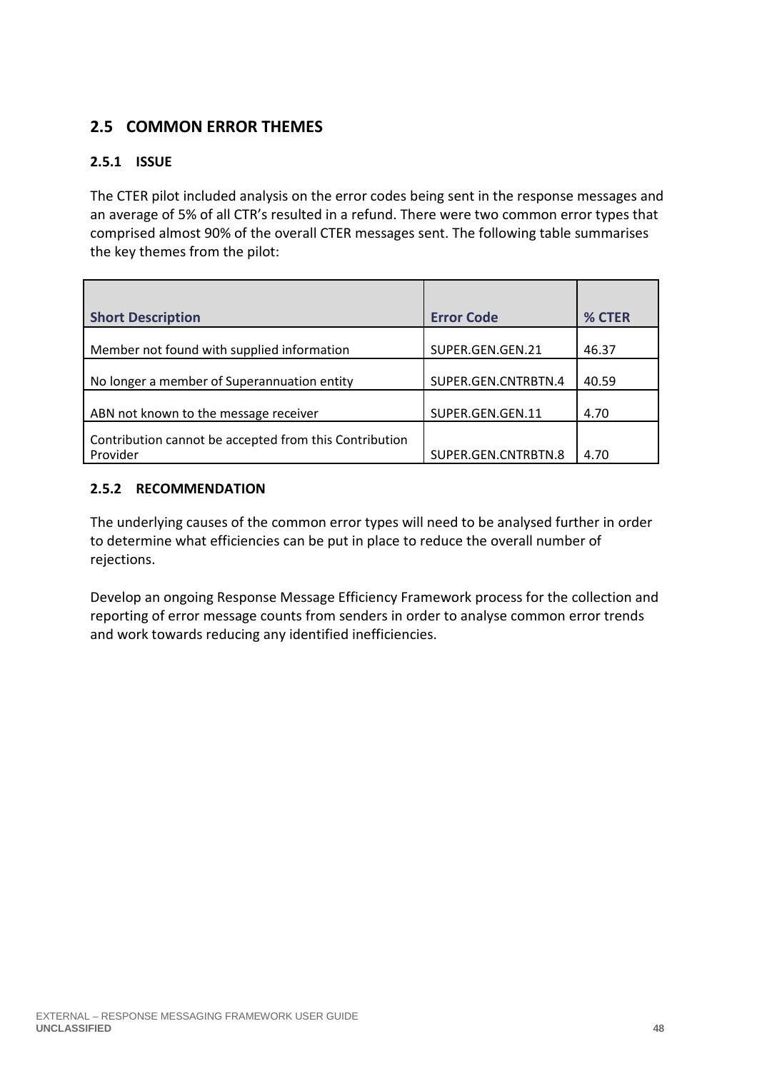## 2.5 COMMON ERROR THEMES

### 2.5.1 ISSUE

The CTER pilot included analysis on the error codes being sent in the response messages and an average of 5% of all CTR's resulted in a refund. There were two common error types that comprised almost 90% of the overall CTER messages sent. The following table summarises the key themes from the pilot:

| Short Description | Error Code | % CTER |
|---|---|---|
| Member not found with supplied information | SUPER.GEN.GEN.21 | 46.37 |
| No longer a member of Superannuation entity | SUPER.GEN.CNTRBTN.4 | 40.59 |
| ABN not known to the message receiver | SUPER.GEN.GEN.11 | 4.70 |
| Contribution cannot be accepted from this Contribution Provider | SUPER.GEN.CNTRBTN.8 | 4.70 |

### 2.5.2 RECOMMENDATION

The underlying causes of the common error types will need to be analysed further in order to determine what efficiencies can be put in place to reduce the overall number of rejections.

Develop an ongoing Response Message Efficiency Framework process for the collection and reporting of error message counts from senders in order to analyse common error trends and work towards reducing any identified inefficiencies.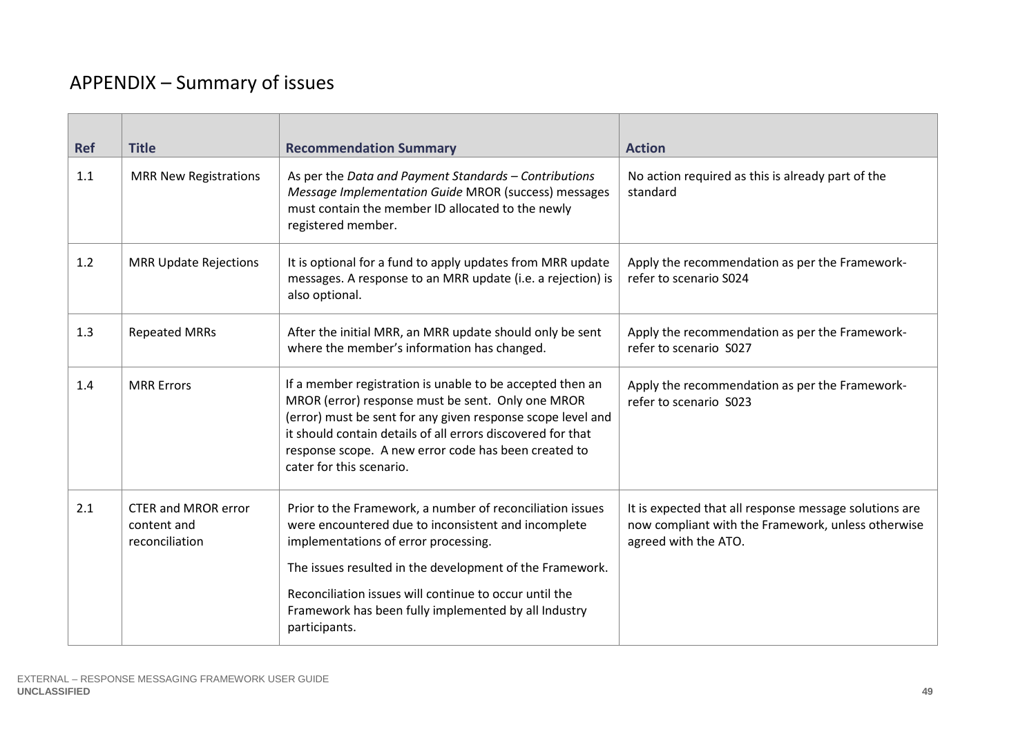# APPENDIX – Summary of issues

| Ref | Title | Recommendation Summary | Action |
|---|---|---|---|
| 1.1 | MRR New Registrations | As per the *Data and Payment Standards – Contributions Message Implementation Guide* MROR (success) messages must contain the member ID allocated to the newly registered member. | No action required as this is already part of the standard |
| 1.2 | MRR Update Rejections | It is optional for a fund to apply updates from MRR update messages. A response to an MRR update (i.e. a rejection) is also optional. | Apply the recommendation as per the Framework- refer to scenario S024 |
| 1.3 | Repeated MRRs | After the initial MRR, an MRR update should only be sent where the member's information has changed. | Apply the recommendation as per the Framework- refer to scenario S027 |
| 1.4 | MRR Errors | If a member registration is unable to be accepted then an MROR (error) response must be sent. Only one MROR (error) must be sent for any given response scope level and it should contain details of all errors discovered for that response scope. A new error code has been created to cater for this scenario. | Apply the recommendation as per the Framework- refer to scenario S023 |
| 2.1 | CTER and MROR error content and reconciliation | Prior to the Framework, a number of reconciliation issues were encountered due to inconsistent and incomplete implementations of error processing.<br><br>The issues resulted in the development of the Framework.<br><br>Reconciliation issues will continue to occur until the Framework has been fully implemented by all Industry participants. | It is expected that all response message solutions are now compliant with the Framework, unless otherwise agreed with the ATO. |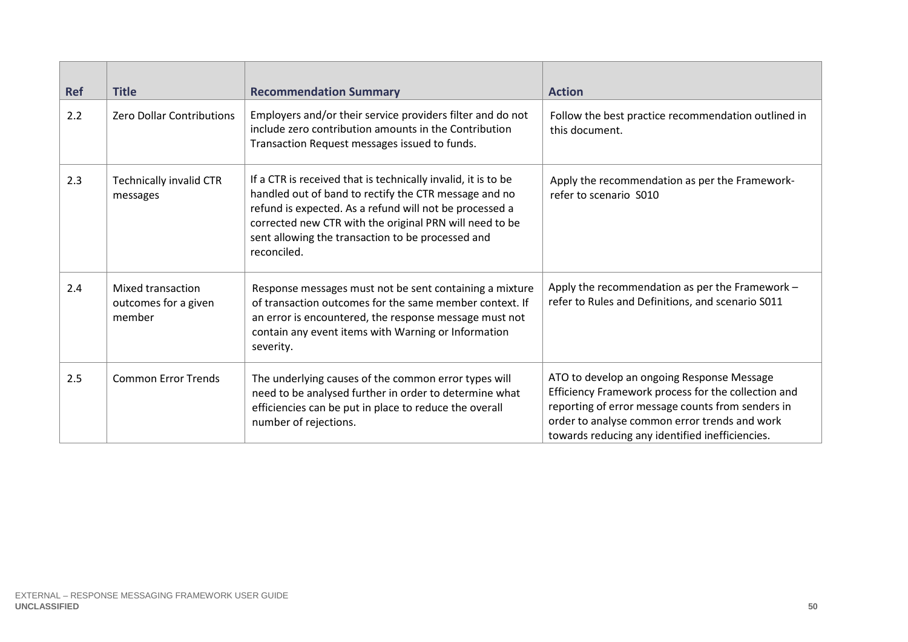| Ref | Title | Recommendation Summary | Action |
|---|---|---|---|
| 2.2 | Zero Dollar Contributions | Employers and/or their service providers filter and do not include zero contribution amounts in the Contribution Transaction Request messages issued to funds. | Follow the best practice recommendation outlined in this document. |
| 2.3 | Technically invalid CTR messages | If a CTR is received that is technically invalid, it is to be handled out of band to rectify the CTR message and no refund is expected. As a refund will not be processed a corrected new CTR with the original PRN will need to be sent allowing the transaction to be processed and reconciled. | Apply the recommendation as per the Framework- refer to scenario S010 |
| 2.4 | Mixed transaction outcomes for a given member | Response messages must not be sent containing a mixture of transaction outcomes for the same member context. If an error is encountered, the response message must not contain any event items with Warning or Information severity. | Apply the recommendation as per the Framework – refer to Rules and Definitions, and scenario S011 |
| 2.5 | Common Error Trends | The underlying causes of the common error types will need to be analysed further in order to determine what efficiencies can be put in place to reduce the overall number of rejections. | ATO to develop an ongoing Response Message Efficiency Framework process for the collection and reporting of error message counts from senders in order to analyse common error trends and work towards reducing any identified inefficiencies. |